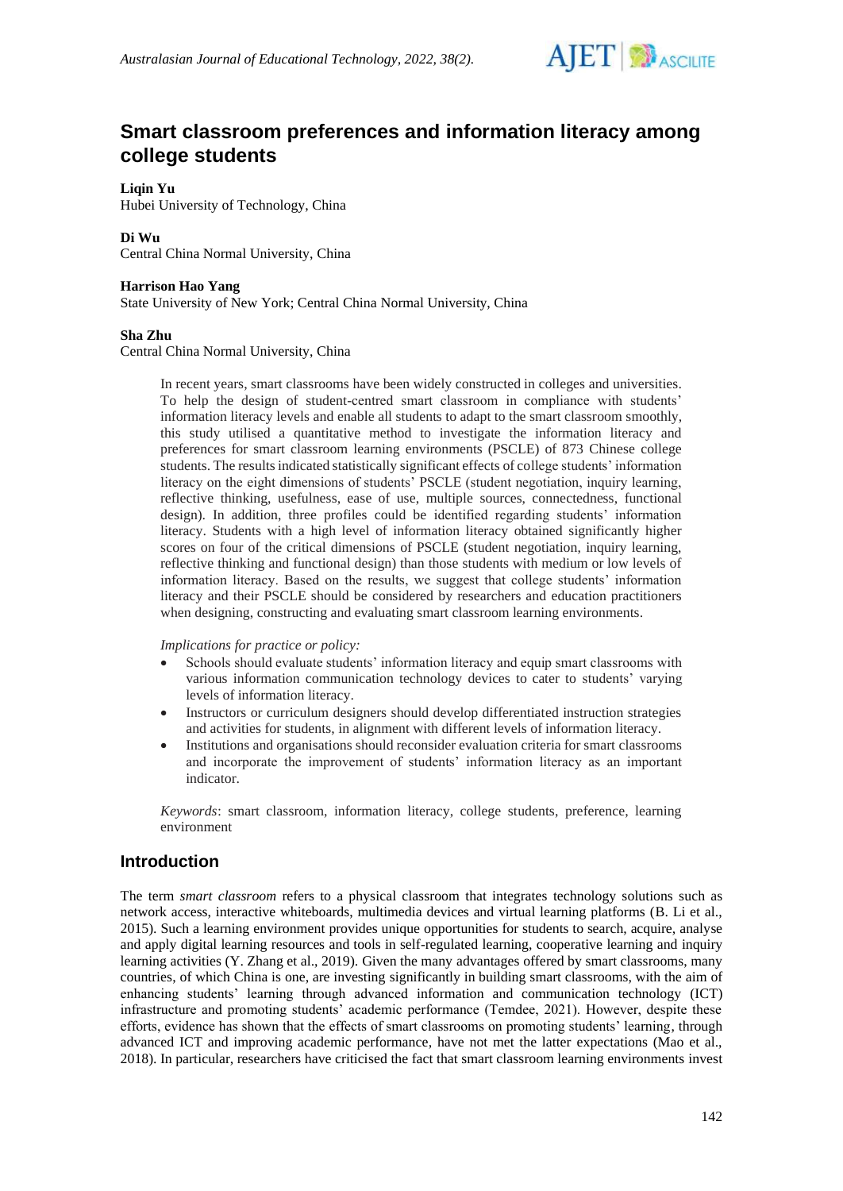# Smart classroom preferences and information literacy among college students

**Liqin Yu**
Hubei University of Technology, China

**Di Wu**
Central China Normal University, China

**Harrison Hao Yang**
State University of New York; Central China Normal University, China

**Sha Zhu**
Central China Normal University, China

In recent years, smart classrooms have been widely constructed in colleges and universities. To help the design of student-centred smart classroom in compliance with students' information literacy levels and enable all students to adapt to the smart classroom smoothly, this study utilised a quantitative method to investigate the information literacy and preferences for smart classroom learning environments (PSCLE) of 873 Chinese college students. The results indicated statistically significant effects of college students' information literacy on the eight dimensions of students' PSCLE (student negotiation, inquiry learning, reflective thinking, usefulness, ease of use, multiple sources, connectedness, functional design). In addition, three profiles could be identified regarding students' information literacy. Students with a high level of information literacy obtained significantly higher scores on four of the critical dimensions of PSCLE (student negotiation, inquiry learning, reflective thinking and functional design) than those students with medium or low levels of information literacy. Based on the results, we suggest that college students' information literacy and their PSCLE should be considered by researchers and education practitioners when designing, constructing and evaluating smart classroom learning environments.

*Implications for practice or policy:*

- Schools should evaluate students' information literacy and equip smart classrooms with various information communication technology devices to cater to students' varying levels of information literacy.
- Instructors or curriculum designers should develop differentiated instruction strategies and activities for students, in alignment with different levels of information literacy.
- Institutions and organisations should reconsider evaluation criteria for smart classrooms and incorporate the improvement of students' information literacy as an important indicator.

*Keywords*: smart classroom, information literacy, college students, preference, learning environment

## Introduction

The term *smart classroom* refers to a physical classroom that integrates technology solutions such as network access, interactive whiteboards, multimedia devices and virtual learning platforms (B. Li et al., 2015). Such a learning environment provides unique opportunities for students to search, acquire, analyse and apply digital learning resources and tools in self-regulated learning, cooperative learning and inquiry learning activities (Y. Zhang et al., 2019). Given the many advantages offered by smart classrooms, many countries, of which China is one, are investing significantly in building smart classrooms, with the aim of enhancing students' learning through advanced information and communication technology (ICT) infrastructure and promoting students' academic performance (Temdee, 2021). However, despite these efforts, evidence has shown that the effects of smart classrooms on promoting students' learning, through advanced ICT and improving academic performance, have not met the latter expectations (Mao et al., 2018). In particular, researchers have criticised the fact that smart classroom learning environments invest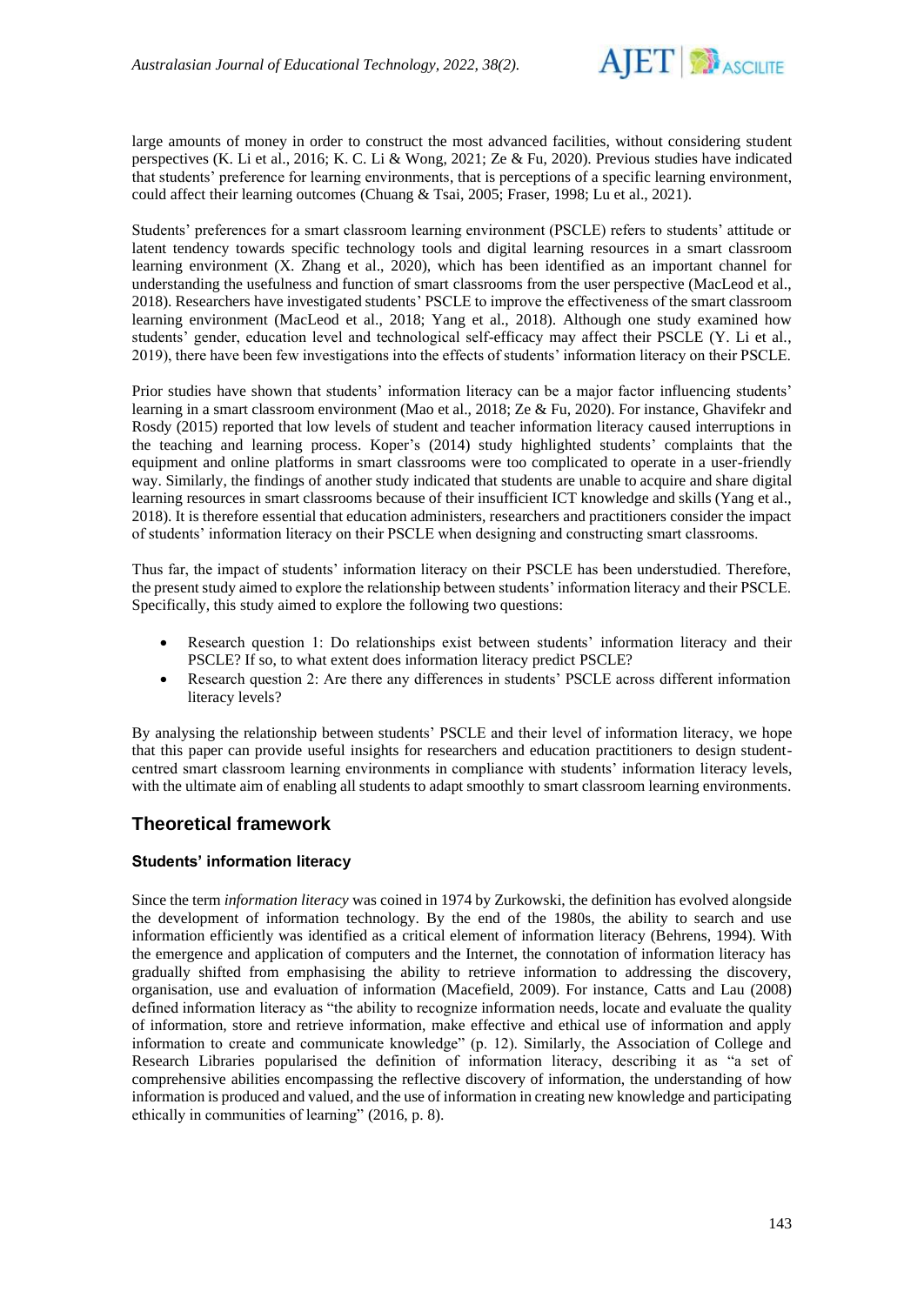large amounts of money in order to construct the most advanced facilities, without considering student perspectives (K. Li et al., 2016; K. C. Li & Wong, 2021; Ze & Fu, 2020). Previous studies have indicated that students' preference for learning environments, that is perceptions of a specific learning environment, could affect their learning outcomes (Chuang & Tsai, 2005; Fraser, 1998; Lu et al., 2021).

Students' preferences for a smart classroom learning environment (PSCLE) refers to students' attitude or latent tendency towards specific technology tools and digital learning resources in a smart classroom learning environment (X. Zhang et al., 2020), which has been identified as an important channel for understanding the usefulness and function of smart classrooms from the user perspective (MacLeod et al., 2018). Researchers have investigated students' PSCLE to improve the effectiveness of the smart classroom learning environment (MacLeod et al., 2018; Yang et al., 2018). Although one study examined how students' gender, education level and technological self-efficacy may affect their PSCLE (Y. Li et al., 2019), there have been few investigations into the effects of students' information literacy on their PSCLE.

Prior studies have shown that students' information literacy can be a major factor influencing students' learning in a smart classroom environment (Mao et al., 2018; Ze & Fu, 2020). For instance, Ghavifekr and Rosdy (2015) reported that low levels of student and teacher information literacy caused interruptions in the teaching and learning process. Koper's (2014) study highlighted students' complaints that the equipment and online platforms in smart classrooms were too complicated to operate in a user-friendly way. Similarly, the findings of another study indicated that students are unable to acquire and share digital learning resources in smart classrooms because of their insufficient ICT knowledge and skills (Yang et al., 2018). It is therefore essential that education administers, researchers and practitioners consider the impact of students' information literacy on their PSCLE when designing and constructing smart classrooms.

Thus far, the impact of students' information literacy on their PSCLE has been understudied. Therefore, the present study aimed to explore the relationship between students' information literacy and their PSCLE. Specifically, this study aimed to explore the following two questions:

- Research question 1: Do relationships exist between students' information literacy and their PSCLE? If so, to what extent does information literacy predict PSCLE?
- Research question 2: Are there any differences in students' PSCLE across different information literacy levels?

By analysing the relationship between students' PSCLE and their level of information literacy, we hope that this paper can provide useful insights for researchers and education practitioners to design student-centred smart classroom learning environments in compliance with students' information literacy levels, with the ultimate aim of enabling all students to adapt smoothly to smart classroom learning environments.

## Theoretical framework

### Students' information literacy

Since the term *information literacy* was coined in 1974 by Zurkowski, the definition has evolved alongside the development of information technology. By the end of the 1980s, the ability to search and use information efficiently was identified as a critical element of information literacy (Behrens, 1994). With the emergence and application of computers and the Internet, the connotation of information literacy has gradually shifted from emphasising the ability to retrieve information to addressing the discovery, organisation, use and evaluation of information (Macefield, 2009). For instance, Catts and Lau (2008) defined information literacy as "the ability to recognize information needs, locate and evaluate the quality of information, store and retrieve information, make effective and ethical use of information and apply information to create and communicate knowledge" (p. 12). Similarly, the Association of College and Research Libraries popularised the definition of information literacy, describing it as "a set of comprehensive abilities encompassing the reflective discovery of information, the understanding of how information is produced and valued, and the use of information in creating new knowledge and participating ethically in communities of learning" (2016, p. 8).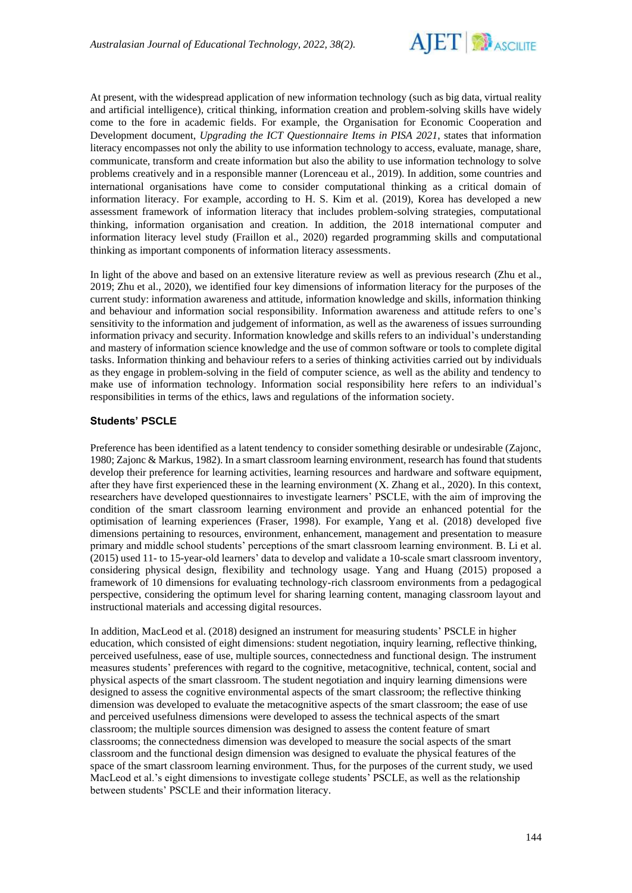At present, with the widespread application of new information technology (such as big data, virtual reality and artificial intelligence), critical thinking, information creation and problem-solving skills have widely come to the fore in academic fields. For example, the Organisation for Economic Cooperation and Development document, *Upgrading the ICT Questionnaire Items in PISA 2021*, states that information literacy encompasses not only the ability to use information technology to access, evaluate, manage, share, communicate, transform and create information but also the ability to use information technology to solve problems creatively and in a responsible manner (Lorenceau et al., 2019). In addition, some countries and international organisations have come to consider computational thinking as a critical domain of information literacy. For example, according to H. S. Kim et al. (2019), Korea has developed a new assessment framework of information literacy that includes problem-solving strategies, computational thinking, information organisation and creation. In addition, the 2018 international computer and information literacy level study (Fraillon et al., 2020) regarded programming skills and computational thinking as important components of information literacy assessments.

In light of the above and based on an extensive literature review as well as previous research (Zhu et al., 2019; Zhu et al., 2020), we identified four key dimensions of information literacy for the purposes of the current study: information awareness and attitude, information knowledge and skills, information thinking and behaviour and information social responsibility. Information awareness and attitude refers to one's sensitivity to the information and judgement of information, as well as the awareness of issues surrounding information privacy and security. Information knowledge and skills refers to an individual's understanding and mastery of information science knowledge and the use of common software or tools to complete digital tasks. Information thinking and behaviour refers to a series of thinking activities carried out by individuals as they engage in problem-solving in the field of computer science, as well as the ability and tendency to make use of information technology. Information social responsibility here refers to an individual's responsibilities in terms of the ethics, laws and regulations of the information society.

### Students' PSCLE

Preference has been identified as a latent tendency to consider something desirable or undesirable (Zajonc, 1980; Zajonc & Markus, 1982). In a smart classroom learning environment, research has found that students develop their preference for learning activities, learning resources and hardware and software equipment, after they have first experienced these in the learning environment (X. Zhang et al., 2020). In this context, researchers have developed questionnaires to investigate learners' PSCLE, with the aim of improving the condition of the smart classroom learning environment and provide an enhanced potential for the optimisation of learning experiences (Fraser, 1998). For example, Yang et al. (2018) developed five dimensions pertaining to resources, environment, enhancement, management and presentation to measure primary and middle school students' perceptions of the smart classroom learning environment. B. Li et al. (2015) used 11- to 15-year-old learners' data to develop and validate a 10-scale smart classroom inventory, considering physical design, flexibility and technology usage. Yang and Huang (2015) proposed a framework of 10 dimensions for evaluating technology-rich classroom environments from a pedagogical perspective, considering the optimum level for sharing learning content, managing classroom layout and instructional materials and accessing digital resources.

In addition, MacLeod et al. (2018) designed an instrument for measuring students' PSCLE in higher education, which consisted of eight dimensions: student negotiation, inquiry learning, reflective thinking, perceived usefulness, ease of use, multiple sources, connectedness and functional design. The instrument measures students' preferences with regard to the cognitive, metacognitive, technical, content, social and physical aspects of the smart classroom. The student negotiation and inquiry learning dimensions were designed to assess the cognitive environmental aspects of the smart classroom; the reflective thinking dimension was developed to evaluate the metacognitive aspects of the smart classroom; the ease of use and perceived usefulness dimensions were developed to assess the technical aspects of the smart classroom; the multiple sources dimension was designed to assess the content feature of smart classrooms; the connectedness dimension was developed to measure the social aspects of the smart classroom and the functional design dimension was designed to evaluate the physical features of the space of the smart classroom learning environment. Thus, for the purposes of the current study, we used MacLeod et al.'s eight dimensions to investigate college students' PSCLE, as well as the relationship between students' PSCLE and their information literacy.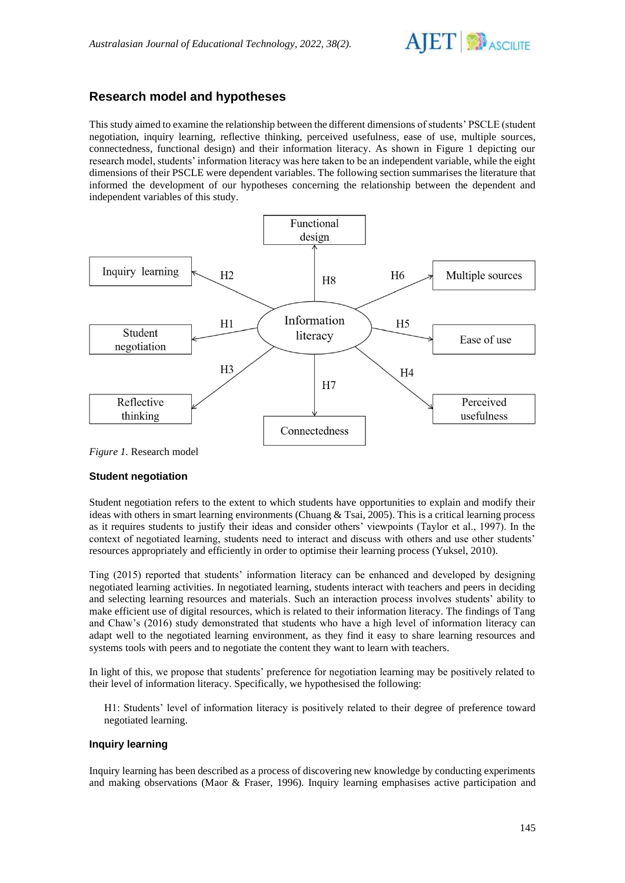## Research model and hypotheses

This study aimed to examine the relationship between the different dimensions of students' PSCLE (student negotiation, inquiry learning, reflective thinking, perceived usefulness, ease of use, multiple sources, connectedness, functional design) and their information literacy. As shown in Figure 1 depicting our research model, students' information literacy was here taken to be an independent variable, while the eight dimensions of their PSCLE were dependent variables. The following section summarises the literature that informed the development of our hypotheses concerning the relationship between the dependent and independent variables of this study.

*Figure 1.* Research model

### Student negotiation

Student negotiation refers to the extent to which students have opportunities to explain and modify their ideas with others in smart learning environments (Chuang & Tsai, 2005). This is a critical learning process as it requires students to justify their ideas and consider others' viewpoints (Taylor et al., 1997). In the context of negotiated learning, students need to interact and discuss with others and use other students' resources appropriately and efficiently in order to optimise their learning process (Yuksel, 2010).

Ting (2015) reported that students' information literacy can be enhanced and developed by designing negotiated learning activities. In negotiated learning, students interact with teachers and peers in deciding and selecting learning resources and materials. Such an interaction process involves students' ability to make efficient use of digital resources, which is related to their information literacy. The findings of Tang and Chaw's (2016) study demonstrated that students who have a high level of information literacy can adapt well to the negotiated learning environment, as they find it easy to share learning resources and systems tools with peers and to negotiate the content they want to learn with teachers.

In light of this, we propose that students' preference for negotiation learning may be positively related to their level of information literacy. Specifically, we hypothesised the following:

> H1: Students' level of information literacy is positively related to their degree of preference toward negotiated learning.

### Inquiry learning

Inquiry learning has been described as a process of discovering new knowledge by conducting experiments and making observations (Maor & Fraser, 1996). Inquiry learning emphasises active participation and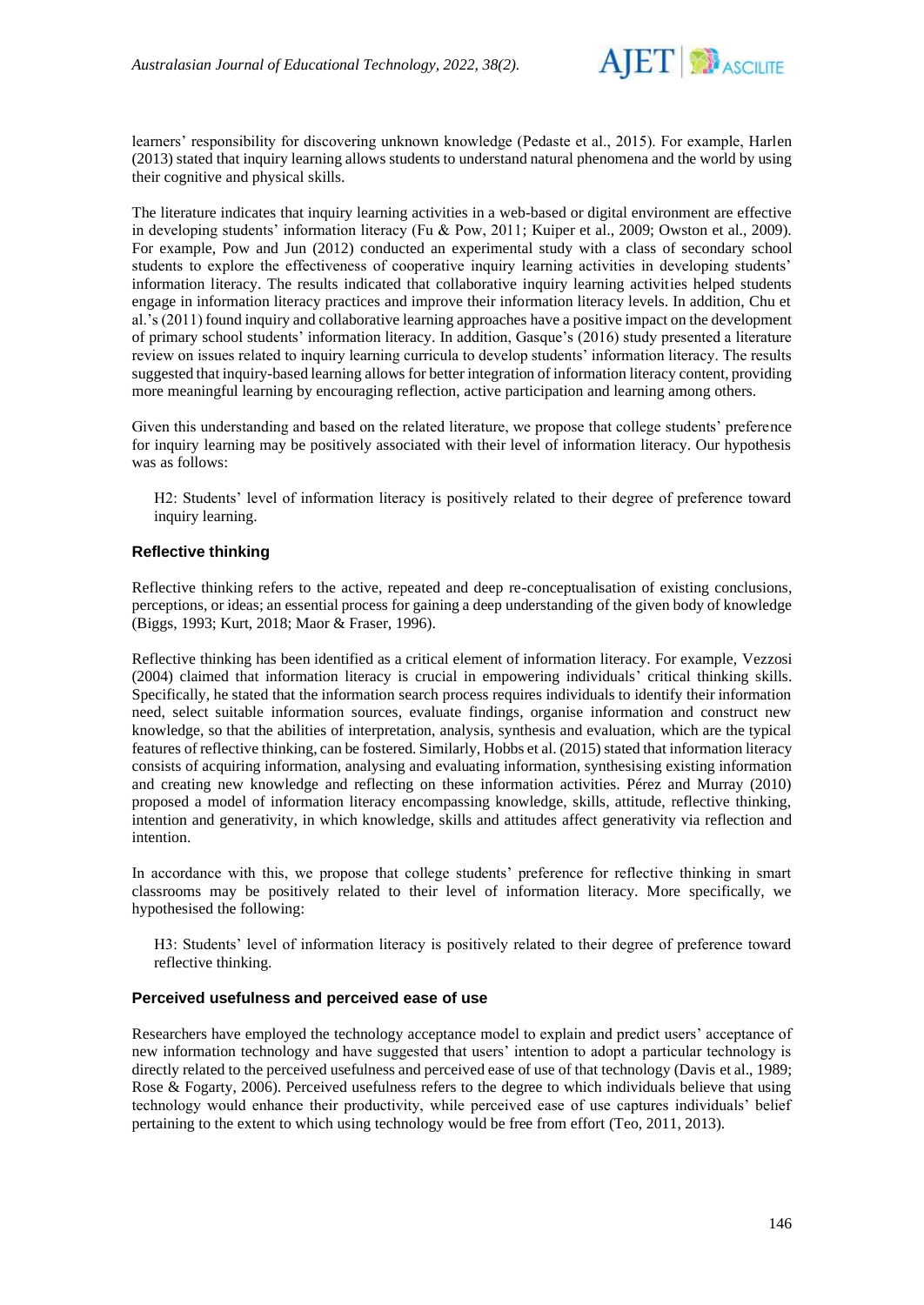learners' responsibility for discovering unknown knowledge (Pedaste et al., 2015). For example, Harlen (2013) stated that inquiry learning allows students to understand natural phenomena and the world by using their cognitive and physical skills.

The literature indicates that inquiry learning activities in a web-based or digital environment are effective in developing students' information literacy (Fu & Pow, 2011; Kuiper et al., 2009; Owston et al., 2009). For example, Pow and Jun (2012) conducted an experimental study with a class of secondary school students to explore the effectiveness of cooperative inquiry learning activities in developing students' information literacy. The results indicated that collaborative inquiry learning activities helped students engage in information literacy practices and improve their information literacy levels. In addition, Chu et al.'s (2011) found inquiry and collaborative learning approaches have a positive impact on the development of primary school students' information literacy. In addition, Gasque's (2016) study presented a literature review on issues related to inquiry learning curricula to develop students' information literacy. The results suggested that inquiry-based learning allows for better integration of information literacy content, providing more meaningful learning by encouraging reflection, active participation and learning among others.

Given this understanding and based on the related literature, we propose that college students' preference for inquiry learning may be positively associated with their level of information literacy. Our hypothesis was as follows:

> H2: Students' level of information literacy is positively related to their degree of preference toward inquiry learning.

### Reflective thinking

Reflective thinking refers to the active, repeated and deep re-conceptualisation of existing conclusions, perceptions, or ideas; an essential process for gaining a deep understanding of the given body of knowledge (Biggs, 1993; Kurt, 2018; Maor & Fraser, 1996).

Reflective thinking has been identified as a critical element of information literacy. For example, Vezzosi (2004) claimed that information literacy is crucial in empowering individuals' critical thinking skills. Specifically, he stated that the information search process requires individuals to identify their information need, select suitable information sources, evaluate findings, organise information and construct new knowledge, so that the abilities of interpretation, analysis, synthesis and evaluation, which are the typical features of reflective thinking, can be fostered. Similarly, Hobbs et al. (2015) stated that information literacy consists of acquiring information, analysing and evaluating information, synthesising existing information and creating new knowledge and reflecting on these information activities. Pérez and Murray (2010) proposed a model of information literacy encompassing knowledge, skills, attitude, reflective thinking, intention and generativity, in which knowledge, skills and attitudes affect generativity via reflection and intention.

In accordance with this, we propose that college students' preference for reflective thinking in smart classrooms may be positively related to their level of information literacy. More specifically, we hypothesised the following:

> H3: Students' level of information literacy is positively related to their degree of preference toward reflective thinking.

### Perceived usefulness and perceived ease of use

Researchers have employed the technology acceptance model to explain and predict users' acceptance of new information technology and have suggested that users' intention to adopt a particular technology is directly related to the perceived usefulness and perceived ease of use of that technology (Davis et al., 1989; Rose & Fogarty, 2006). Perceived usefulness refers to the degree to which individuals believe that using technology would enhance their productivity, while perceived ease of use captures individuals' belief pertaining to the extent to which using technology would be free from effort (Teo, 2011, 2013).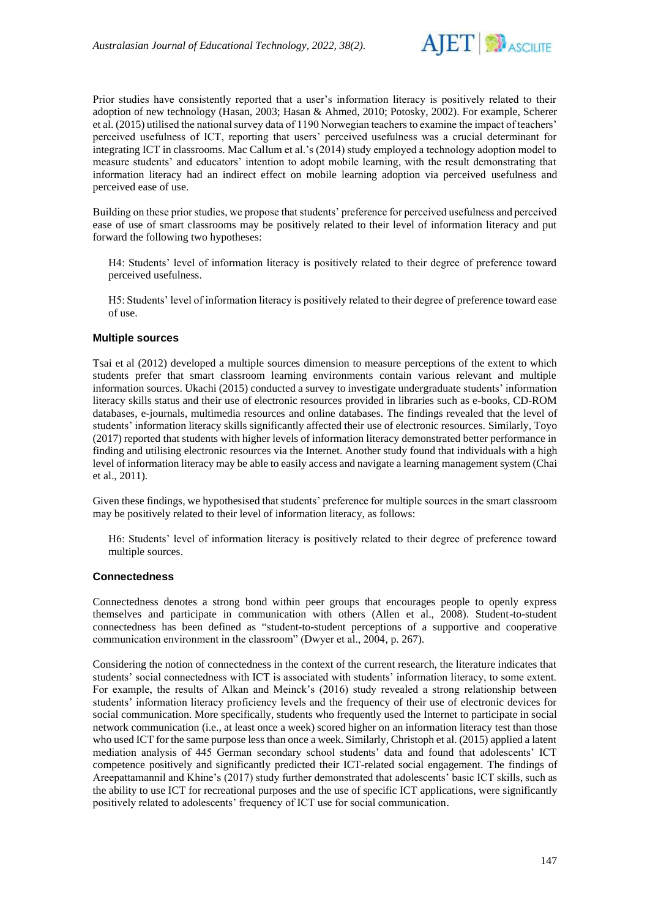Prior studies have consistently reported that a user's information literacy is positively related to their adoption of new technology (Hasan, 2003; Hasan & Ahmed, 2010; Potosky, 2002). For example, Scherer et al. (2015) utilised the national survey data of 1190 Norwegian teachers to examine the impact of teachers' perceived usefulness of ICT, reporting that users' perceived usefulness was a crucial determinant for integrating ICT in classrooms. Mac Callum et al.'s (2014) study employed a technology adoption model to measure students' and educators' intention to adopt mobile learning, with the result demonstrating that information literacy had an indirect effect on mobile learning adoption via perceived usefulness and perceived ease of use.

Building on these prior studies, we propose that students' preference for perceived usefulness and perceived ease of use of smart classrooms may be positively related to their level of information literacy and put forward the following two hypotheses:

> H4: Students' level of information literacy is positively related to their degree of preference toward perceived usefulness.

> H5: Students' level of information literacy is positively related to their degree of preference toward ease of use.

### Multiple sources

Tsai et al (2012) developed a multiple sources dimension to measure perceptions of the extent to which students prefer that smart classroom learning environments contain various relevant and multiple information sources. Ukachi (2015) conducted a survey to investigate undergraduate students' information literacy skills status and their use of electronic resources provided in libraries such as e-books, CD-ROM databases, e-journals, multimedia resources and online databases. The findings revealed that the level of students' information literacy skills significantly affected their use of electronic resources. Similarly, Toyo (2017) reported that students with higher levels of information literacy demonstrated better performance in finding and utilising electronic resources via the Internet. Another study found that individuals with a high level of information literacy may be able to easily access and navigate a learning management system (Chai et al., 2011).

Given these findings, we hypothesised that students' preference for multiple sources in the smart classroom may be positively related to their level of information literacy, as follows:

> H6: Students' level of information literacy is positively related to their degree of preference toward multiple sources.

### Connectedness

Connectedness denotes a strong bond within peer groups that encourages people to openly express themselves and participate in communication with others (Allen et al., 2008). Student-to-student connectedness has been defined as "student-to-student perceptions of a supportive and cooperative communication environment in the classroom" (Dwyer et al., 2004, p. 267).

Considering the notion of connectedness in the context of the current research, the literature indicates that students' social connectedness with ICT is associated with students' information literacy, to some extent. For example, the results of Alkan and Meinck's (2016) study revealed a strong relationship between students' information literacy proficiency levels and the frequency of their use of electronic devices for social communication. More specifically, students who frequently used the Internet to participate in social network communication (i.e., at least once a week) scored higher on an information literacy test than those who used ICT for the same purpose less than once a week. Similarly, Christoph et al. (2015) applied a latent mediation analysis of 445 German secondary school students' data and found that adolescents' ICT competence positively and significantly predicted their ICT-related social engagement. The findings of Areepattamannil and Khine's (2017) study further demonstrated that adolescents' basic ICT skills, such as the ability to use ICT for recreational purposes and the use of specific ICT applications, were significantly positively related to adolescents' frequency of ICT use for social communication.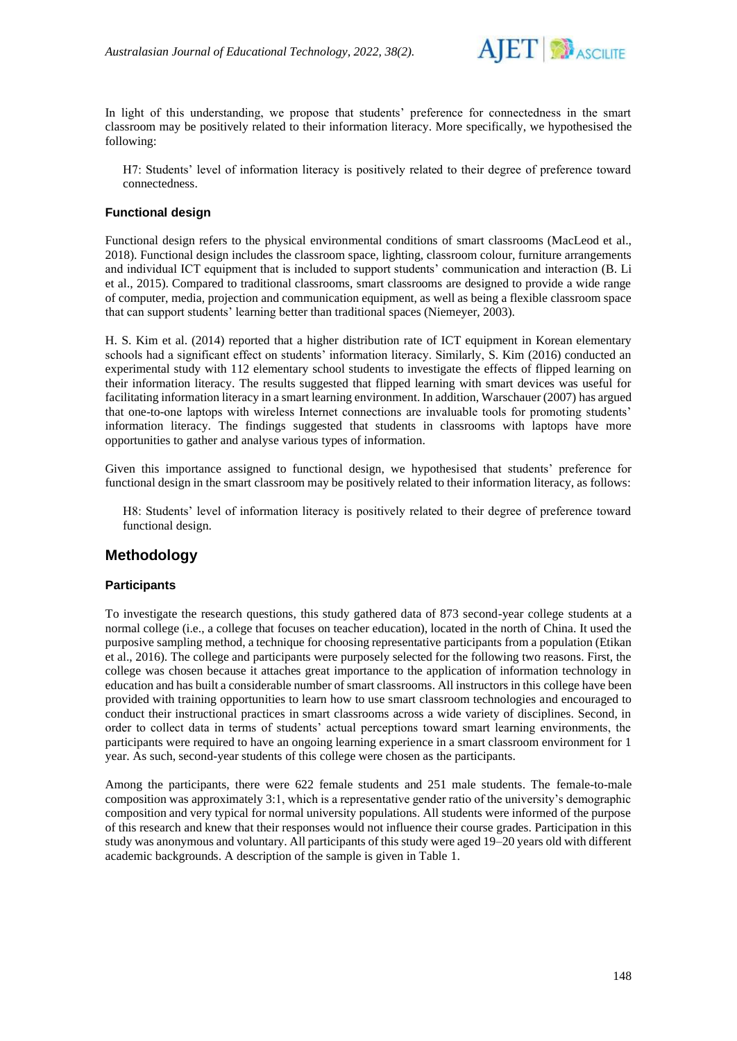In light of this understanding, we propose that students' preference for connectedness in the smart classroom may be positively related to their information literacy. More specifically, we hypothesised the following:

> H7: Students' level of information literacy is positively related to their degree of preference toward connectedness.

### Functional design

Functional design refers to the physical environmental conditions of smart classrooms (MacLeod et al., 2018). Functional design includes the classroom space, lighting, classroom colour, furniture arrangements and individual ICT equipment that is included to support students' communication and interaction (B. Li et al., 2015). Compared to traditional classrooms, smart classrooms are designed to provide a wide range of computer, media, projection and communication equipment, as well as being a flexible classroom space that can support students' learning better than traditional spaces (Niemeyer, 2003).

H. S. Kim et al. (2014) reported that a higher distribution rate of ICT equipment in Korean elementary schools had a significant effect on students' information literacy. Similarly, S. Kim (2016) conducted an experimental study with 112 elementary school students to investigate the effects of flipped learning on their information literacy. The results suggested that flipped learning with smart devices was useful for facilitating information literacy in a smart learning environment. In addition, Warschauer (2007) has argued that one-to-one laptops with wireless Internet connections are invaluable tools for promoting students' information literacy. The findings suggested that students in classrooms with laptops have more opportunities to gather and analyse various types of information.

Given this importance assigned to functional design, we hypothesised that students' preference for functional design in the smart classroom may be positively related to their information literacy, as follows:

> H8: Students' level of information literacy is positively related to their degree of preference toward functional design.

## Methodology

### Participants

To investigate the research questions, this study gathered data of 873 second-year college students at a normal college (i.e., a college that focuses on teacher education), located in the north of China. It used the purposive sampling method, a technique for choosing representative participants from a population (Etikan et al., 2016). The college and participants were purposely selected for the following two reasons. First, the college was chosen because it attaches great importance to the application of information technology in education and has built a considerable number of smart classrooms. All instructors in this college have been provided with training opportunities to learn how to use smart classroom technologies and encouraged to conduct their instructional practices in smart classrooms across a wide variety of disciplines. Second, in order to collect data in terms of students' actual perceptions toward smart learning environments, the participants were required to have an ongoing learning experience in a smart classroom environment for 1 year. As such, second-year students of this college were chosen as the participants.

Among the participants, there were 622 female students and 251 male students. The female-to-male composition was approximately 3:1, which is a representative gender ratio of the university's demographic composition and very typical for normal university populations. All students were informed of the purpose of this research and knew that their responses would not influence their course grades. Participation in this study was anonymous and voluntary. All participants of this study were aged 19–20 years old with different academic backgrounds. A description of the sample is given in Table 1.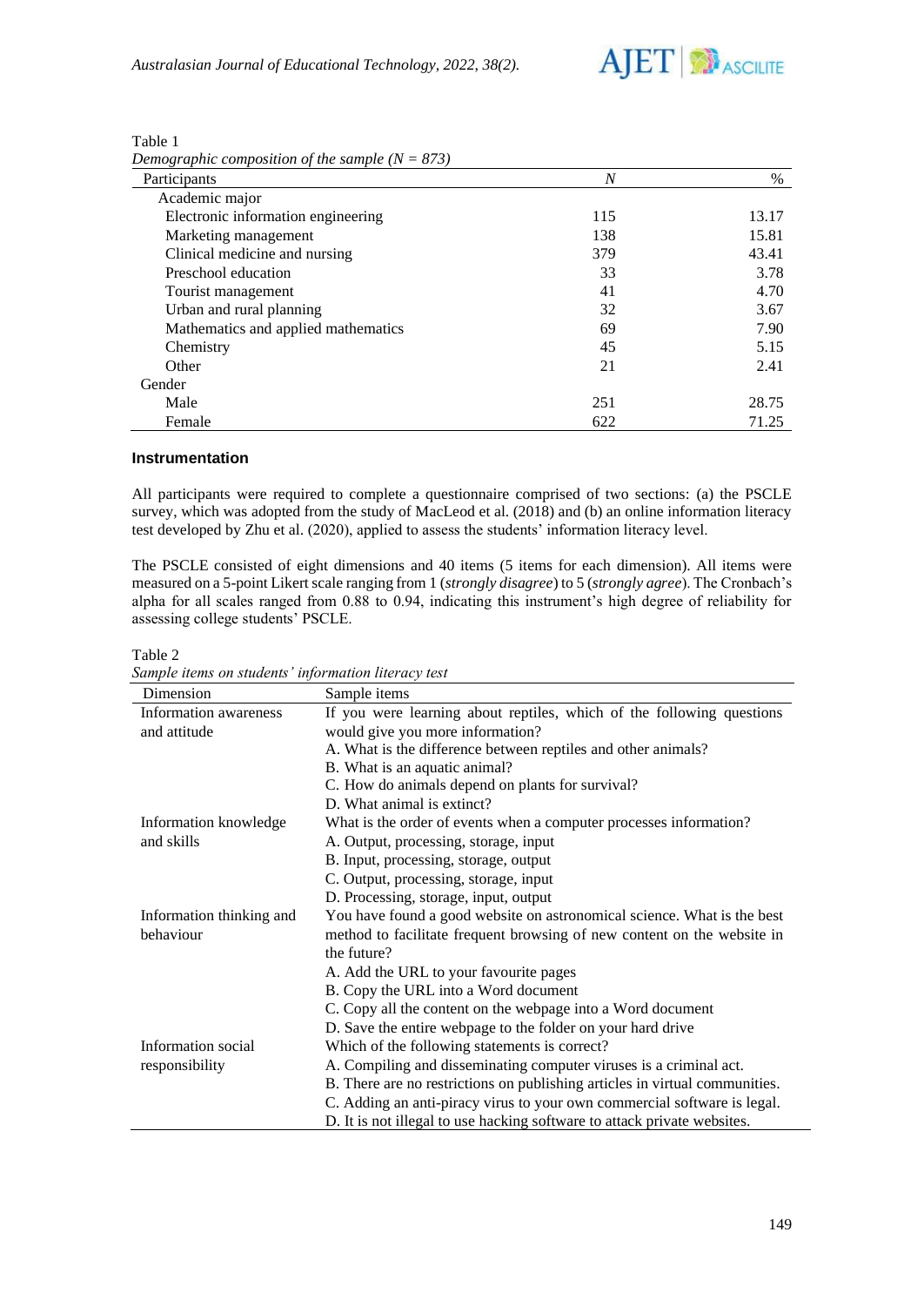Table 1

*Demographic composition of the sample (N = 873)*

| Participants | *N* | % |
|---|---|---|
| Academic major | | |
| Electronic information engineering | 115 | 13.17 |
| Marketing management | 138 | 15.81 |
| Clinical medicine and nursing | 379 | 43.41 |
| Preschool education | 33 | 3.78 |
| Tourist management | 41 | 4.70 |
| Urban and rural planning | 32 | 3.67 |
| Mathematics and applied mathematics | 69 | 7.90 |
| Chemistry | 45 | 5.15 |
| Other | 21 | 2.41 |
| Gender | | |
| Male | 251 | 28.75 |
| Female | 622 | 71.25 |

### Instrumentation

All participants were required to complete a questionnaire comprised of two sections: (a) the PSCLE survey, which was adopted from the study of MacLeod et al. (2018) and (b) an online information literacy test developed by Zhu et al. (2020), applied to assess the students' information literacy level.

The PSCLE consisted of eight dimensions and 40 items (5 items for each dimension). All items were measured on a 5-point Likert scale ranging from 1 (*strongly disagree*) to 5 (*strongly agree*). The Cronbach's alpha for all scales ranged from 0.88 to 0.94, indicating this instrument's high degree of reliability for assessing college students' PSCLE.

Table 2

*Sample items on students' information literacy test*

| Dimension | Sample items |
|---|---|
| Information awareness and attitude | If you were learning about reptiles, which of the following questions would give you more information?<br>A. What is the difference between reptiles and other animals?<br>B. What is an aquatic animal?<br>C. How do animals depend on plants for survival?<br>D. What animal is extinct? |
| Information knowledge and skills | What is the order of events when a computer processes information?<br>A. Output, processing, storage, input<br>B. Input, processing, storage, output<br>C. Output, processing, storage, input<br>D. Processing, storage, input, output |
| Information thinking and behaviour | You have found a good website on astronomical science. What is the best method to facilitate frequent browsing of new content on the website in the future?<br>A. Add the URL to your favourite pages<br>B. Copy the URL into a Word document<br>C. Copy all the content on the webpage into a Word document<br>D. Save the entire webpage to the folder on your hard drive |
| Information social responsibility | Which of the following statements is correct?<br>A. Compiling and disseminating computer viruses is a criminal act.<br>B. There are no restrictions on publishing articles in virtual communities.<br>C. Adding an anti-piracy virus to your own commercial software is legal.<br>D. It is not illegal to use hacking software to attack private websites. |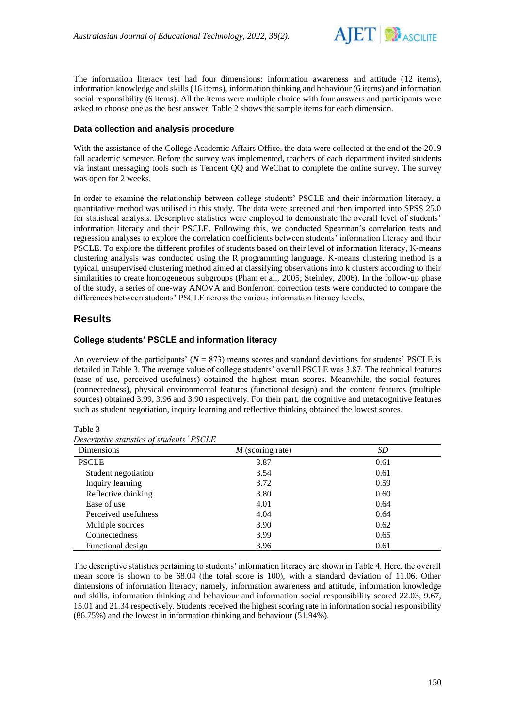The information literacy test had four dimensions: information awareness and attitude (12 items), information knowledge and skills (16 items), information thinking and behaviour (6 items) and information social responsibility (6 items). All the items were multiple choice with four answers and participants were asked to choose one as the best answer. Table 2 shows the sample items for each dimension.

### Data collection and analysis procedure

With the assistance of the College Academic Affairs Office, the data were collected at the end of the 2019 fall academic semester. Before the survey was implemented, teachers of each department invited students via instant messaging tools such as Tencent QQ and WeChat to complete the online survey. The survey was open for 2 weeks.

In order to examine the relationship between college students' PSCLE and their information literacy, a quantitative method was utilised in this study. The data were screened and then imported into SPSS 25.0 for statistical analysis. Descriptive statistics were employed to demonstrate the overall level of students' information literacy and their PSCLE. Following this, we conducted Spearman's correlation tests and regression analyses to explore the correlation coefficients between students' information literacy and their PSCLE. To explore the different profiles of students based on their level of information literacy, K-means clustering analysis was conducted using the R programming language. K-means clustering method is a typical, unsupervised clustering method aimed at classifying observations into k clusters according to their similarities to create homogeneous subgroups (Pham et al., 2005; Steinley, 2006). In the follow-up phase of the study, a series of one-way ANOVA and Bonferroni correction tests were conducted to compare the differences between students' PSCLE across the various information literacy levels.

## Results

### College students' PSCLE and information literacy

An overview of the participants' ($N$ = 873) means scores and standard deviations for students' PSCLE is detailed in Table 3. The average value of college students' overall PSCLE was 3.87. The technical features (ease of use, perceived usefulness) obtained the highest mean scores. Meanwhile, the social features (connectedness), physical environmental features (functional design) and the content features (multiple sources) obtained 3.99, 3.96 and 3.90 respectively. For their part, the cognitive and metacognitive features such as student negotiation, inquiry learning and reflective thinking obtained the lowest scores.

Table 3

*Descriptive statistics of students' PSCLE*

| Dimensions | *M* (scoring rate) | *SD* |
|---|---|---|
| PSCLE | 3.87 | 0.61 |
| Student negotiation | 3.54 | 0.61 |
| Inquiry learning | 3.72 | 0.59 |
| Reflective thinking | 3.80 | 0.60 |
| Ease of use | 4.01 | 0.64 |
| Perceived usefulness | 4.04 | 0.64 |
| Multiple sources | 3.90 | 0.62 |
| Connectedness | 3.99 | 0.65 |
| Functional design | 3.96 | 0.61 |

The descriptive statistics pertaining to students' information literacy are shown in Table 4. Here, the overall mean score is shown to be 68.04 (the total score is 100), with a standard deviation of 11.06. Other dimensions of information literacy, namely, information awareness and attitude, information knowledge and skills, information thinking and behaviour and information social responsibility scored 22.03, 9.67, 15.01 and 21.34 respectively. Students received the highest scoring rate in information social responsibility (86.75%) and the lowest in information thinking and behaviour (51.94%).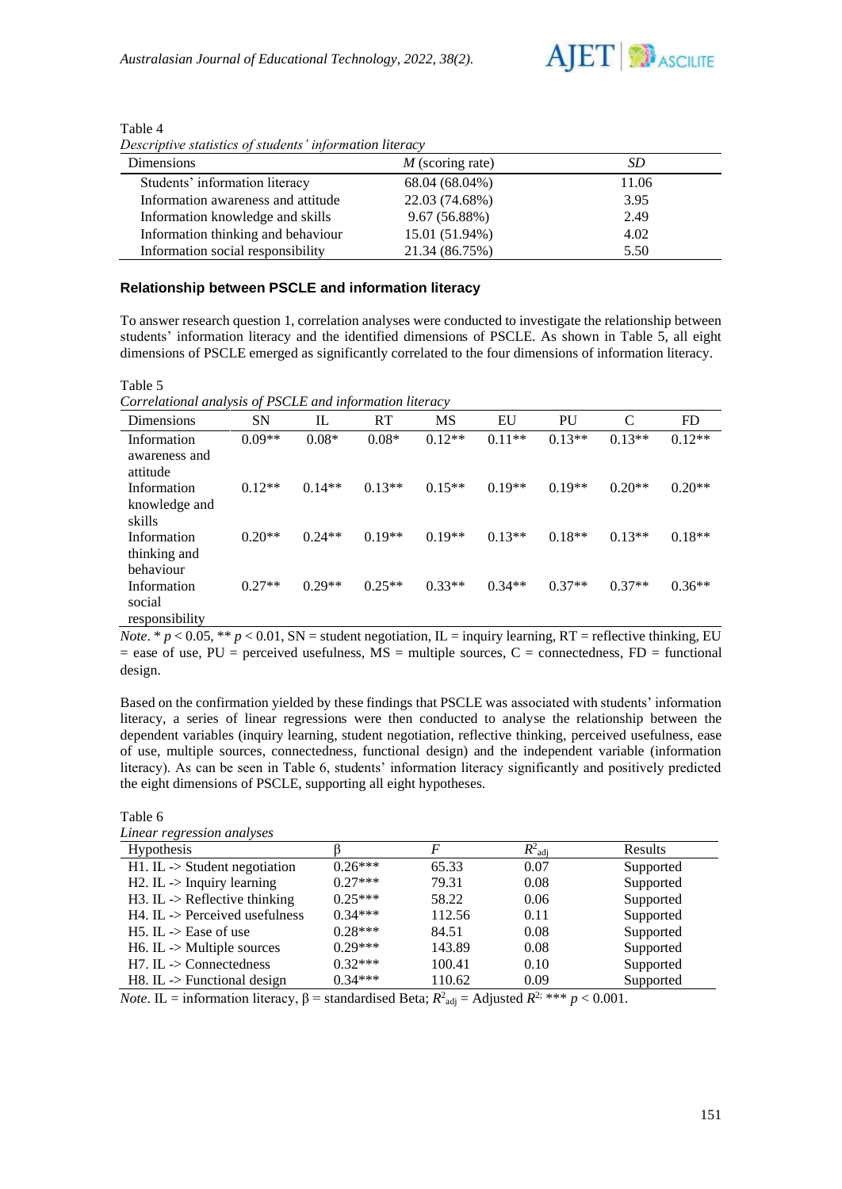Table 4

*Descriptive statistics of students' information literacy*

| Dimensions | *M* (scoring rate) | *SD* |
|---|---|---|
| Students' information literacy | 68.04 (68.04%) | 11.06 |
| Information awareness and attitude | 22.03 (74.68%) | 3.95 |
| Information knowledge and skills | 9.67 (56.88%) | 2.49 |
| Information thinking and behaviour | 15.01 (51.94%) | 4.02 |
| Information social responsibility | 21.34 (86.75%) | 5.50 |

### Relationship between PSCLE and information literacy

To answer research question 1, correlation analyses were conducted to investigate the relationship between students' information literacy and the identified dimensions of PSCLE. As shown in Table 5, all eight dimensions of PSCLE emerged as significantly correlated to the four dimensions of information literacy.

Table 5

*Correlational analysis of PSCLE and information literacy*

| Dimensions | SN | IL | RT | MS | EU | PU | C | FD |
|---|---|---|---|---|---|---|---|---|
| Information awareness and attitude | 0.09** | 0.08* | 0.08* | 0.12** | 0.11** | 0.13** | 0.13** | 0.12** |
| Information knowledge and skills | 0.12** | 0.14** | 0.13** | 0.15** | 0.19** | 0.19** | 0.20** | 0.20** |
| Information thinking and behaviour | 0.20** | 0.24** | 0.19** | 0.19** | 0.13** | 0.18** | 0.13** | 0.18** |
| Information social responsibility | 0.27** | 0.29** | 0.25** | 0.33** | 0.34** | 0.37** | 0.37** | 0.36** |

*Note*. * $p < 0.05$, ** $p < 0.01$, SN = student negotiation, IL = inquiry learning, RT = reflective thinking, EU = ease of use, PU = perceived usefulness, MS = multiple sources, C = connectedness, FD = functional design.

Based on the confirmation yielded by these findings that PSCLE was associated with students' information literacy, a series of linear regressions were then conducted to analyse the relationship between the dependent variables (inquiry learning, student negotiation, reflective thinking, perceived usefulness, ease of use, multiple sources, connectedness, functional design) and the independent variable (information literacy). As can be seen in Table 6, students' information literacy significantly and positively predicted the eight dimensions of PSCLE, supporting all eight hypotheses.

Table 6

*Linear regression analyses*

| Hypothesis | β | *F* | $R^2_{adj}$ | Results |
|---|---|---|---|---|
| H1. IL -> Student negotiation | 0.26*** | 65.33 | 0.07 | Supported |
| H2. IL -> Inquiry learning | 0.27*** | 79.31 | 0.08 | Supported |
| H3. IL -> Reflective thinking | 0.25*** | 58.22 | 0.06 | Supported |
| H4. IL -> Perceived usefulness | 0.34*** | 112.56 | 0.11 | Supported |
| H5. IL -> Ease of use | 0.28*** | 84.51 | 0.08 | Supported |
| H6. IL -> Multiple sources | 0.29*** | 143.89 | 0.08 | Supported |
| H7. IL -> Connectedness | 0.32*** | 100.41 | 0.10 | Supported |
| H8. IL -> Functional design | 0.34*** | 110.62 | 0.09 | Supported |

*Note*. IL = information literacy, β = standardised Beta; $R^2_{adj}$ = Adjusted $R^2$; *** $p < 0.001$.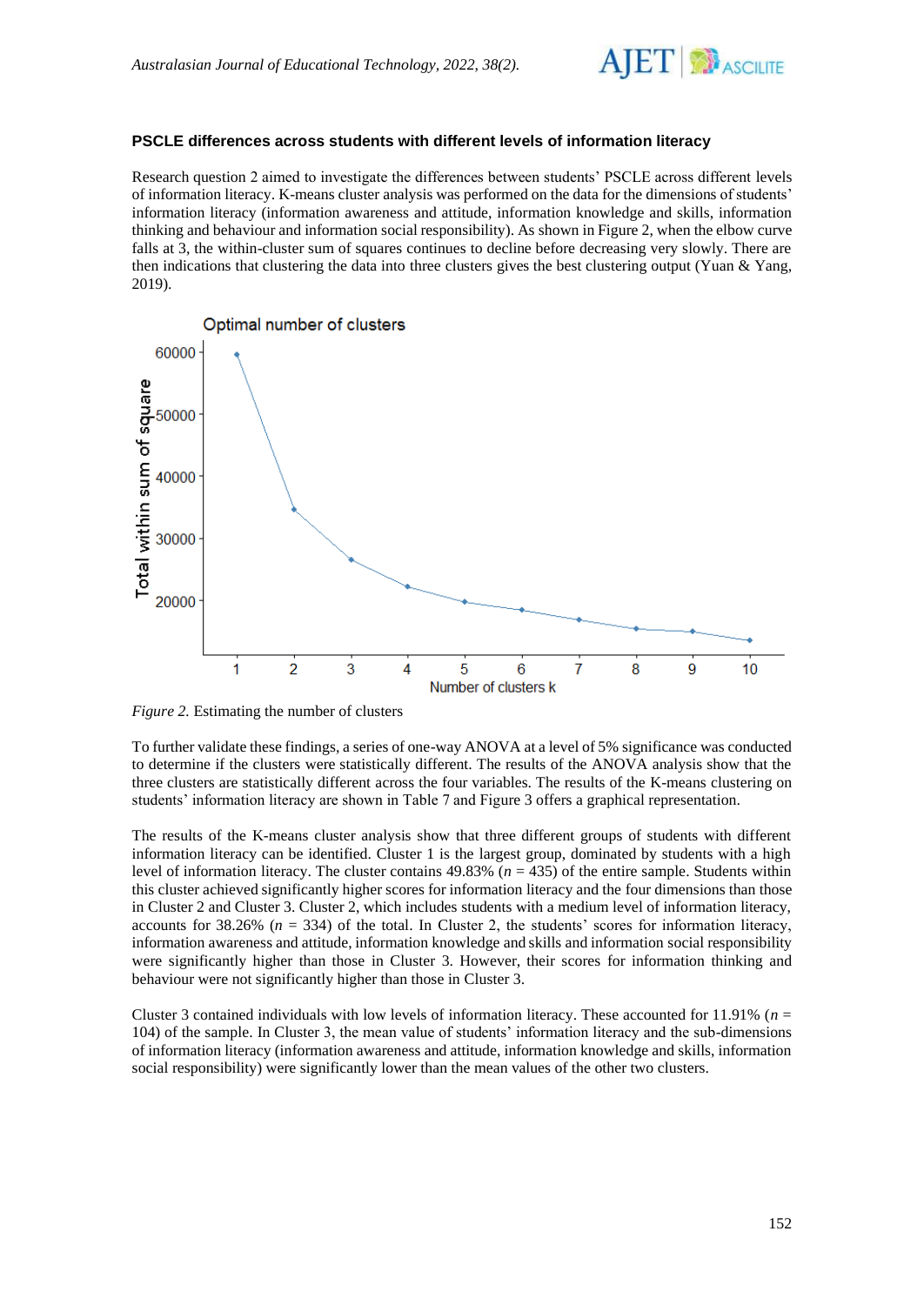### PSCLE differences across students with different levels of information literacy

Research question 2 aimed to investigate the differences between students' PSCLE across different levels of information literacy. K-means cluster analysis was performed on the data for the dimensions of students' information literacy (information awareness and attitude, information knowledge and skills, information thinking and behaviour and information social responsibility). As shown in Figure 2, when the elbow curve falls at 3, the within-cluster sum of squares continues to decline before decreasing very slowly. There are then indications that clustering the data into three clusters gives the best clustering output (Yuan & Yang, 2019).

*Figure 2.* Estimating the number of clusters

To further validate these findings, a series of one-way ANOVA at a level of 5% significance was conducted to determine if the clusters were statistically different. The results of the ANOVA analysis show that the three clusters are statistically different across the four variables. The results of the K-means clustering on students' information literacy are shown in Table 7 and Figure 3 offers a graphical representation.

The results of the K-means cluster analysis show that three different groups of students with different information literacy can be identified. Cluster 1 is the largest group, dominated by students with a high level of information literacy. The cluster contains 49.83% ($n$ = 435) of the entire sample. Students within this cluster achieved significantly higher scores for information literacy and the four dimensions than those in Cluster 2 and Cluster 3. Cluster 2, which includes students with a medium level of information literacy, accounts for 38.26% ($n$ = 334) of the total. In Cluster 2, the students' scores for information literacy, information awareness and attitude, information knowledge and skills and information social responsibility were significantly higher than those in Cluster 3. However, their scores for information thinking and behaviour were not significantly higher than those in Cluster 3.

Cluster 3 contained individuals with low levels of information literacy. These accounted for 11.91% ($n$ = 104) of the sample. In Cluster 3, the mean value of students' information literacy and the sub-dimensions of information literacy (information awareness and attitude, information knowledge and skills, information social responsibility) were significantly lower than the mean values of the other two clusters.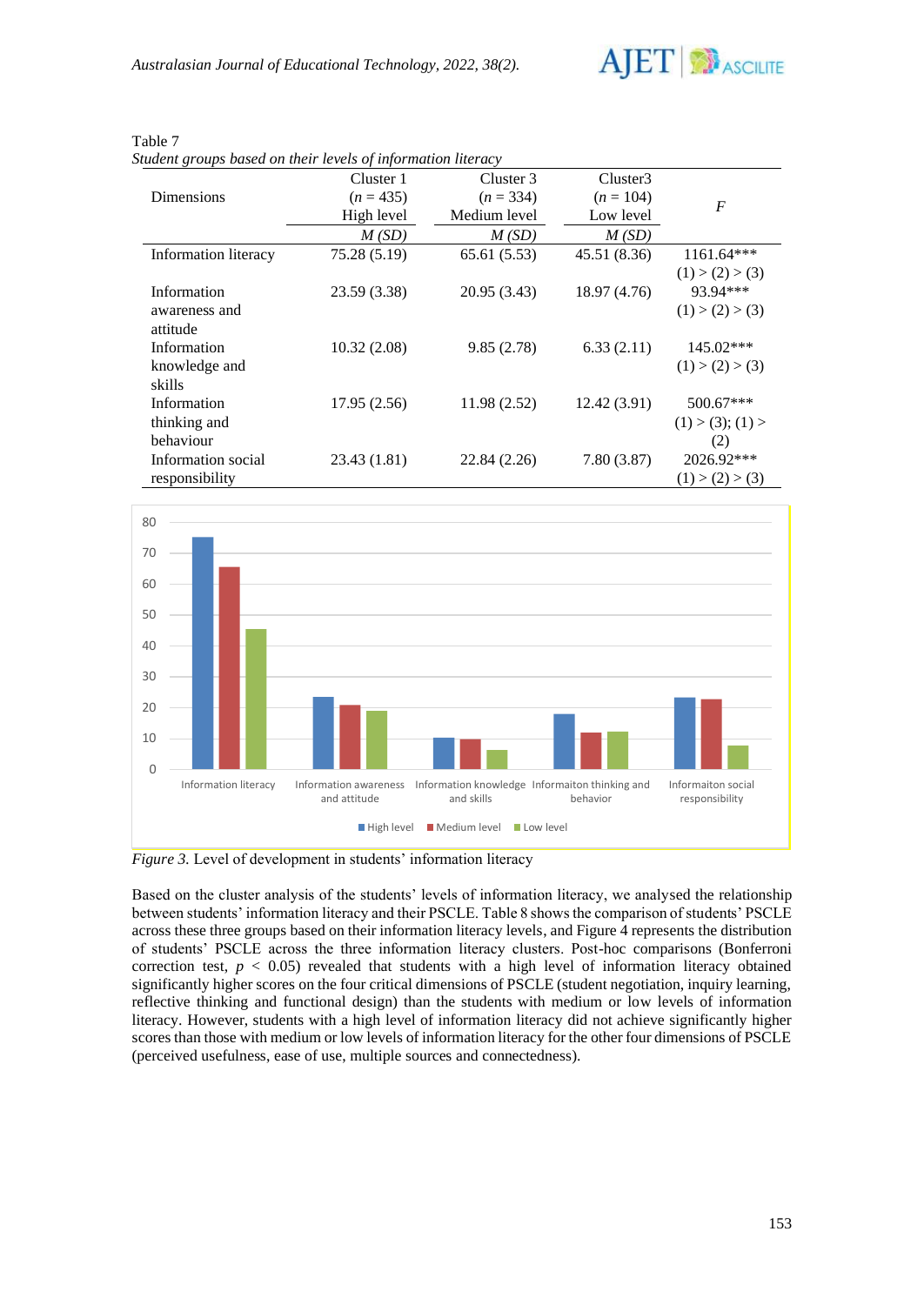Table 7
*Student groups based on their levels of information literacy*

| Dimensions | Cluster 1 ($n$ = 435) High level | Cluster 3 ($n$ = 334) Medium level | Cluster3 ($n$ = 104) Low level | $F$ |
|---|---|---|---|---|
| | *M (SD)* | *M (SD)* | *M (SD)* | |
| Information literacy | 75.28 (5.19) | 65.61 (5.53) | 45.51 (8.36) | 1161.64*** (1) > (2) > (3) |
| Information awareness and attitude | 23.59 (3.38) | 20.95 (3.43) | 18.97 (4.76) | 93.94*** (1) > (2) > (3) |
| Information knowledge and skills | 10.32 (2.08) | 9.85 (2.78) | 6.33 (2.11) | 145.02*** (1) > (2) > (3) |
| Information thinking and behaviour | 17.95 (2.56) | 11.98 (2.52) | 12.42 (3.91) | 500.67*** (1) > (3); (1) > (2) |
| Information social responsibility | 23.43 (1.81) | 22.84 (2.26) | 7.80 (3.87) | 2026.92*** (1) > (2) > (3) |

*Figure 3.* Level of development in students' information literacy

Based on the cluster analysis of the students' levels of information literacy, we analysed the relationship between students' information literacy and their PSCLE. Table 8 shows the comparison of students' PSCLE across these three groups based on their information literacy levels, and Figure 4 represents the distribution of students' PSCLE across the three information literacy clusters. Post-hoc comparisons (Bonferroni correction test, $p$ < 0.05) revealed that students with a high level of information literacy obtained significantly higher scores on the four critical dimensions of PSCLE (student negotiation, inquiry learning, reflective thinking and functional design) than the students with medium or low levels of information literacy. However, students with a high level of information literacy did not achieve significantly higher scores than those with medium or low levels of information literacy for the other four dimensions of PSCLE (perceived usefulness, ease of use, multiple sources and connectedness).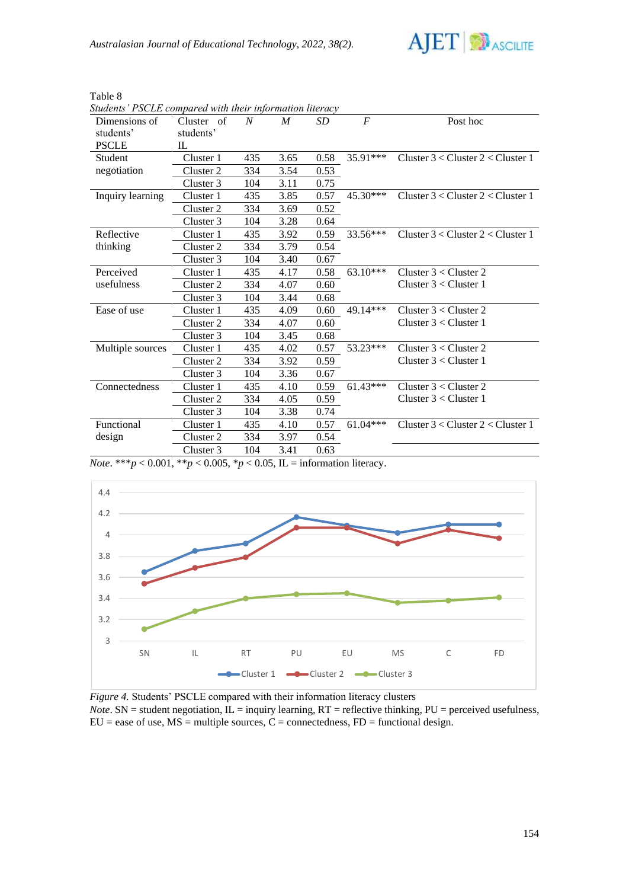Table 8

*Students' PSCLE compared with their information literacy*

| Dimensions of students' PSCLE | Cluster of students' IL | *N* | *M* | *SD* | *F* | Post hoc |
|---|---|---|---|---|---|---|
| Student negotiation | Cluster 1 | 435 | 3.65 | 0.58 | 35.91*** | Cluster 3 < Cluster 2 < Cluster 1 |
| | Cluster 2 | 334 | 3.54 | 0.53 | | |
| | Cluster 3 | 104 | 3.11 | 0.75 | | |
| Inquiry learning | Cluster 1 | 435 | 3.85 | 0.57 | 45.30*** | Cluster 3 < Cluster 2 < Cluster 1 |
| | Cluster 2 | 334 | 3.69 | 0.52 | | |
| | Cluster 3 | 104 | 3.28 | 0.64 | | |
| Reflective thinking | Cluster 1 | 435 | 3.92 | 0.59 | 33.56*** | Cluster 3 < Cluster 2 < Cluster 1 |
| | Cluster 2 | 334 | 3.79 | 0.54 | | |
| | Cluster 3 | 104 | 3.40 | 0.67 | | |
| Perceived usefulness | Cluster 1 | 435 | 4.17 | 0.58 | 63.10*** | Cluster 3 < Cluster 2<br>Cluster 3 < Cluster 1 |
| | Cluster 2 | 334 | 4.07 | 0.60 | | |
| | Cluster 3 | 104 | 3.44 | 0.68 | | |
| Ease of use | Cluster 1 | 435 | 4.09 | 0.60 | 49.14*** | Cluster 3 < Cluster 2<br>Cluster 3 < Cluster 1 |
| | Cluster 2 | 334 | 4.07 | 0.60 | | |
| | Cluster 3 | 104 | 3.45 | 0.68 | | |
| Multiple sources | Cluster 1 | 435 | 4.02 | 0.57 | 53.23*** | Cluster 3 < Cluster 2<br>Cluster 3 < Cluster 1 |
| | Cluster 2 | 334 | 3.92 | 0.59 | | |
| | Cluster 3 | 104 | 3.36 | 0.67 | | |
| Connectedness | Cluster 1 | 435 | 4.10 | 0.59 | 61.43*** | Cluster 3 < Cluster 2<br>Cluster 3 < Cluster 1 |
| | Cluster 2 | 334 | 4.05 | 0.59 | | |
| | Cluster 3 | 104 | 3.38 | 0.74 | | |
| Functional design | Cluster 1 | 435 | 4.10 | 0.57 | 61.04*** | Cluster 3 < Cluster 2 < Cluster 1 |
| | Cluster 2 | 334 | 3.97 | 0.54 | | |
| | Cluster 3 | 104 | 3.41 | 0.63 | | |

*Note*. $^{***}p < 0.001$, $^{**}p < 0.005$, $^{*}p < 0.05$, IL = information literacy.

*Figure 4.* Students' PSCLE compared with their information literacy clusters

*Note*. SN = student negotiation, IL = inquiry learning, RT = reflective thinking, PU = perceived usefulness, EU = ease of use, MS = multiple sources, C = connectedness, FD = functional design.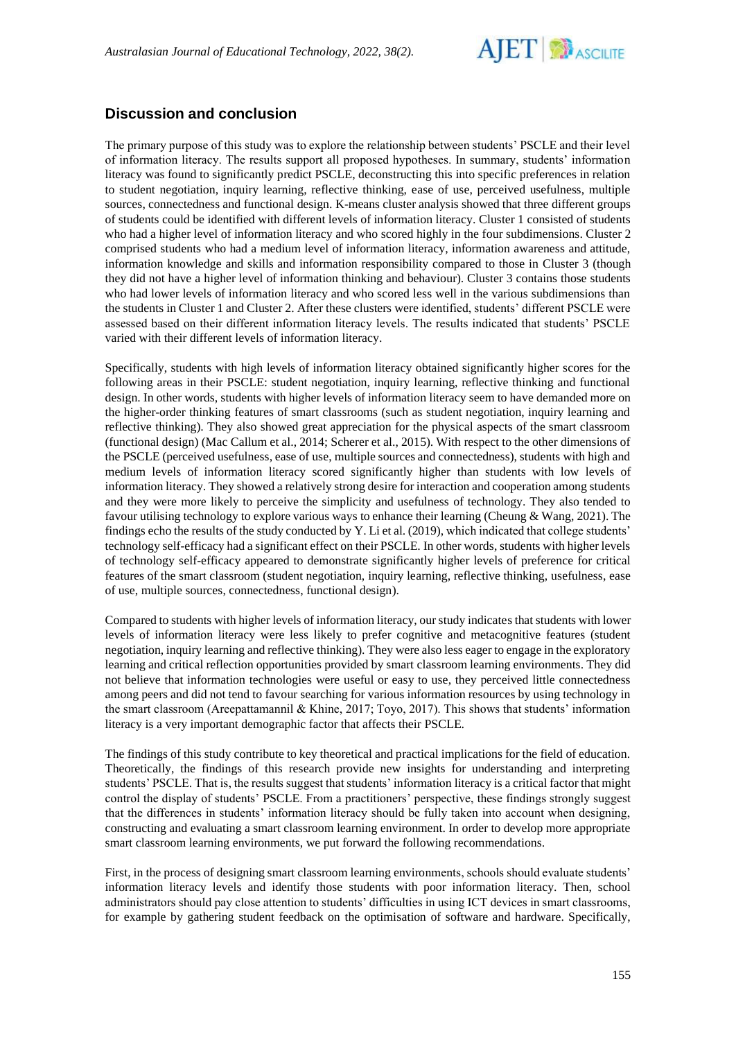## Discussion and conclusion

The primary purpose of this study was to explore the relationship between students' PSCLE and their level of information literacy. The results support all proposed hypotheses. In summary, students' information literacy was found to significantly predict PSCLE, deconstructing this into specific preferences in relation to student negotiation, inquiry learning, reflective thinking, ease of use, perceived usefulness, multiple sources, connectedness and functional design. K-means cluster analysis showed that three different groups of students could be identified with different levels of information literacy. Cluster 1 consisted of students who had a higher level of information literacy and who scored highly in the four subdimensions. Cluster 2 comprised students who had a medium level of information literacy, information awareness and attitude, information knowledge and skills and information responsibility compared to those in Cluster 3 (though they did not have a higher level of information thinking and behaviour). Cluster 3 contains those students who had lower levels of information literacy and who scored less well in the various subdimensions than the students in Cluster 1 and Cluster 2. After these clusters were identified, students' different PSCLE were assessed based on their different information literacy levels. The results indicated that students' PSCLE varied with their different levels of information literacy.

Specifically, students with high levels of information literacy obtained significantly higher scores for the following areas in their PSCLE: student negotiation, inquiry learning, reflective thinking and functional design. In other words, students with higher levels of information literacy seem to have demanded more on the higher-order thinking features of smart classrooms (such as student negotiation, inquiry learning and reflective thinking). They also showed great appreciation for the physical aspects of the smart classroom (functional design) (Mac Callum et al., 2014; Scherer et al., 2015). With respect to the other dimensions of the PSCLE (perceived usefulness, ease of use, multiple sources and connectedness), students with high and medium levels of information literacy scored significantly higher than students with low levels of information literacy. They showed a relatively strong desire for interaction and cooperation among students and they were more likely to perceive the simplicity and usefulness of technology. They also tended to favour utilising technology to explore various ways to enhance their learning (Cheung & Wang, 2021). The findings echo the results of the study conducted by Y. Li et al. (2019), which indicated that college students' technology self-efficacy had a significant effect on their PSCLE. In other words, students with higher levels of technology self-efficacy appeared to demonstrate significantly higher levels of preference for critical features of the smart classroom (student negotiation, inquiry learning, reflective thinking, usefulness, ease of use, multiple sources, connectedness, functional design).

Compared to students with higher levels of information literacy, our study indicates that students with lower levels of information literacy were less likely to prefer cognitive and metacognitive features (student negotiation, inquiry learning and reflective thinking). They were also less eager to engage in the exploratory learning and critical reflection opportunities provided by smart classroom learning environments. They did not believe that information technologies were useful or easy to use, they perceived little connectedness among peers and did not tend to favour searching for various information resources by using technology in the smart classroom (Areepattamannil & Khine, 2017; Toyo, 2017). This shows that students' information literacy is a very important demographic factor that affects their PSCLE.

The findings of this study contribute to key theoretical and practical implications for the field of education. Theoretically, the findings of this research provide new insights for understanding and interpreting students' PSCLE. That is, the results suggest that students' information literacy is a critical factor that might control the display of students' PSCLE. From a practitioners' perspective, these findings strongly suggest that the differences in students' information literacy should be fully taken into account when designing, constructing and evaluating a smart classroom learning environment. In order to develop more appropriate smart classroom learning environments, we put forward the following recommendations.

First, in the process of designing smart classroom learning environments, schools should evaluate students' information literacy levels and identify those students with poor information literacy. Then, school administrators should pay close attention to students' difficulties in using ICT devices in smart classrooms, for example by gathering student feedback on the optimisation of software and hardware. Specifically,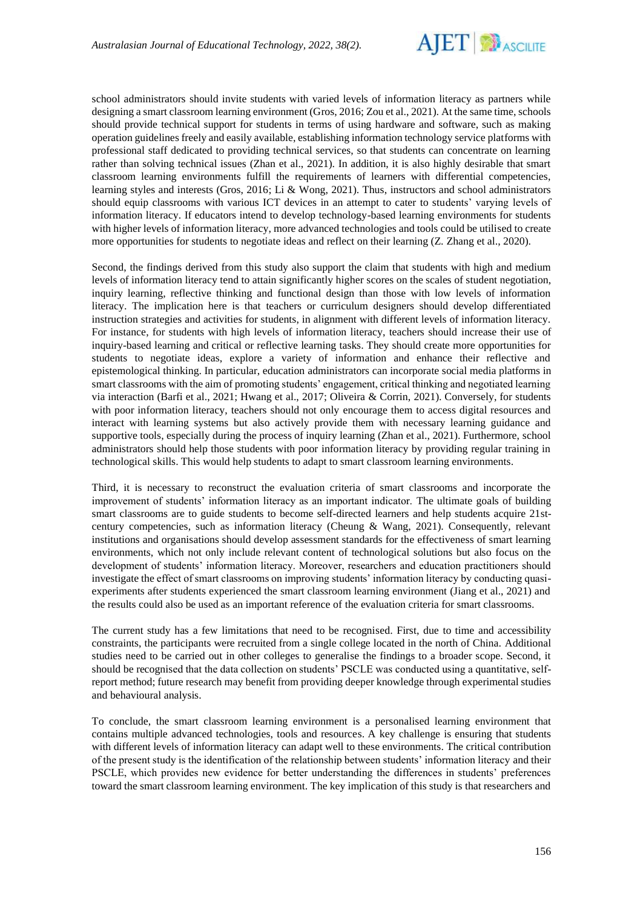school administrators should invite students with varied levels of information literacy as partners while designing a smart classroom learning environment (Gros, 2016; Zou et al., 2021). At the same time, schools should provide technical support for students in terms of using hardware and software, such as making operation guidelines freely and easily available, establishing information technology service platforms with professional staff dedicated to providing technical services, so that students can concentrate on learning rather than solving technical issues (Zhan et al., 2021). In addition, it is also highly desirable that smart classroom learning environments fulfill the requirements of learners with differential competencies, learning styles and interests (Gros, 2016; Li & Wong, 2021). Thus, instructors and school administrators should equip classrooms with various ICT devices in an attempt to cater to students' varying levels of information literacy. If educators intend to develop technology-based learning environments for students with higher levels of information literacy, more advanced technologies and tools could be utilised to create more opportunities for students to negotiate ideas and reflect on their learning (Z. Zhang et al., 2020).

Second, the findings derived from this study also support the claim that students with high and medium levels of information literacy tend to attain significantly higher scores on the scales of student negotiation, inquiry learning, reflective thinking and functional design than those with low levels of information literacy. The implication here is that teachers or curriculum designers should develop differentiated instruction strategies and activities for students, in alignment with different levels of information literacy. For instance, for students with high levels of information literacy, teachers should increase their use of inquiry-based learning and critical or reflective learning tasks. They should create more opportunities for students to negotiate ideas, explore a variety of information and enhance their reflective and epistemological thinking. In particular, education administrators can incorporate social media platforms in smart classrooms with the aim of promoting students' engagement, critical thinking and negotiated learning via interaction (Barfi et al., 2021; Hwang et al., 2017; Oliveira & Corrin, 2021). Conversely, for students with poor information literacy, teachers should not only encourage them to access digital resources and interact with learning systems but also actively provide them with necessary learning guidance and supportive tools, especially during the process of inquiry learning (Zhan et al., 2021). Furthermore, school administrators should help those students with poor information literacy by providing regular training in technological skills. This would help students to adapt to smart classroom learning environments.

Third, it is necessary to reconstruct the evaluation criteria of smart classrooms and incorporate the improvement of students' information literacy as an important indicator. The ultimate goals of building smart classrooms are to guide students to become self-directed learners and help students acquire 21st-century competencies, such as information literacy (Cheung & Wang, 2021). Consequently, relevant institutions and organisations should develop assessment standards for the effectiveness of smart learning environments, which not only include relevant content of technological solutions but also focus on the development of students' information literacy. Moreover, researchers and education practitioners should investigate the effect of smart classrooms on improving students' information literacy by conducting quasi-experiments after students experienced the smart classroom learning environment (Jiang et al., 2021) and the results could also be used as an important reference of the evaluation criteria for smart classrooms.

The current study has a few limitations that need to be recognised. First, due to time and accessibility constraints, the participants were recruited from a single college located in the north of China. Additional studies need to be carried out in other colleges to generalise the findings to a broader scope. Second, it should be recognised that the data collection on students' PSCLE was conducted using a quantitative, self-report method; future research may benefit from providing deeper knowledge through experimental studies and behavioural analysis.

To conclude, the smart classroom learning environment is a personalised learning environment that contains multiple advanced technologies, tools and resources. A key challenge is ensuring that students with different levels of information literacy can adapt well to these environments. The critical contribution of the present study is the identification of the relationship between students' information literacy and their PSCLE, which provides new evidence for better understanding the differences in students' preferences toward the smart classroom learning environment. The key implication of this study is that researchers and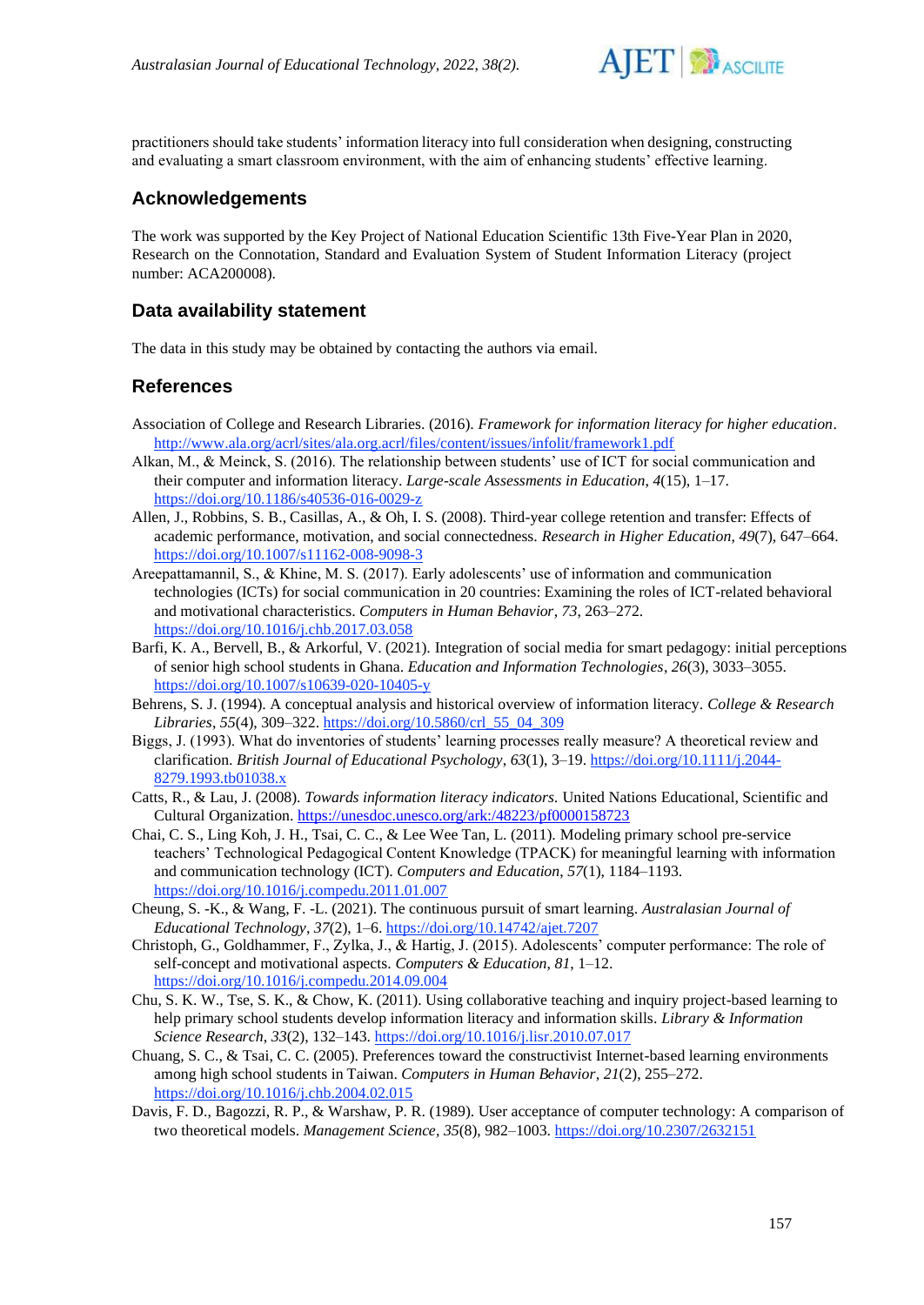practitioners should take students' information literacy into full consideration when designing, constructing and evaluating a smart classroom environment, with the aim of enhancing students' effective learning.

## Acknowledgements

The work was supported by the Key Project of National Education Scientific 13th Five-Year Plan in 2020, Research on the Connotation, Standard and Evaluation System of Student Information Literacy (project number: ACA200008).

## Data availability statement

The data in this study may be obtained by contacting the authors via email.

## References

Association of College and Research Libraries. (2016). *Framework for information literacy for higher education*. http://www.ala.org/acrl/sites/ala.org.acrl/files/content/issues/infolit/framework1.pdf

Alkan, M., & Meinck, S. (2016). The relationship between students' use of ICT for social communication and their computer and information literacy. *Large-scale Assessments in Education*, *4*(15), 1–17. https://doi.org/10.1186/s40536-016-0029-z

Allen, J., Robbins, S. B., Casillas, A., & Oh, I. S. (2008). Third-year college retention and transfer: Effects of academic performance, motivation, and social connectedness. *Research in Higher Education*, *49*(7), 647–664. https://doi.org/10.1007/s11162-008-9098-3

Areepattamannil, S., & Khine, M. S. (2017). Early adolescents' use of information and communication technologies (ICTs) for social communication in 20 countries: Examining the roles of ICT-related behavioral and motivational characteristics. *Computers in Human Behavior*, *73*, 263–272. https://doi.org/10.1016/j.chb.2017.03.058

Barfi, K. A., Bervell, B., & Arkorful, V. (2021). Integration of social media for smart pedagogy: initial perceptions of senior high school students in Ghana. *Education and Information Technologies*, *26*(3), 3033–3055. https://doi.org/10.1007/s10639-020-10405-y

Behrens, S. J. (1994). A conceptual analysis and historical overview of information literacy. *College & Research Libraries*, *55*(4), 309–322. https://doi.org/10.5860/crl_55_04_309

Biggs, J. (1993). What do inventories of students' learning processes really measure? A theoretical review and clarification. *British Journal of Educational Psychology*, *63*(1), 3–19. https://doi.org/10.1111/j.2044-8279.1993.tb01038.x

Catts, R., & Lau, J. (2008). *Towards information literacy indicators*. United Nations Educational, Scientific and Cultural Organization. https://unesdoc.unesco.org/ark:/48223/pf0000158723

Chai, C. S., Ling Koh, J. H., Tsai, C. C., & Lee Wee Tan, L. (2011). Modeling primary school pre-service teachers' Technological Pedagogical Content Knowledge (TPACK) for meaningful learning with information and communication technology (ICT). *Computers and Education*, *57*(1), 1184–1193. https://doi.org/10.1016/j.compedu.2011.01.007

Cheung, S. -K., & Wang, F. -L. (2021). The continuous pursuit of smart learning. *Australasian Journal of Educational Technology*, *37*(2), 1–6. https://doi.org/10.14742/ajet.7207

Christoph, G., Goldhammer, F., Zylka, J., & Hartig, J. (2015). Adolescents' computer performance: The role of self-concept and motivational aspects. *Computers & Education*, *81*, 1–12. https://doi.org/10.1016/j.compedu.2014.09.004

Chu, S. K. W., Tse, S. K., & Chow, K. (2011). Using collaborative teaching and inquiry project-based learning to help primary school students develop information literacy and information skills. *Library & Information Science Research*, *33*(2), 132–143. https://doi.org/10.1016/j.lisr.2010.07.017

Chuang, S. C., & Tsai, C. C. (2005). Preferences toward the constructivist Internet-based learning environments among high school students in Taiwan. *Computers in Human Behavior*, *21*(2), 255–272. https://doi.org/10.1016/j.chb.2004.02.015

Davis, F. D., Bagozzi, R. P., & Warshaw, P. R. (1989). User acceptance of computer technology: A comparison of two theoretical models. *Management Science*, *35*(8), 982–1003. https://doi.org/10.2307/2632151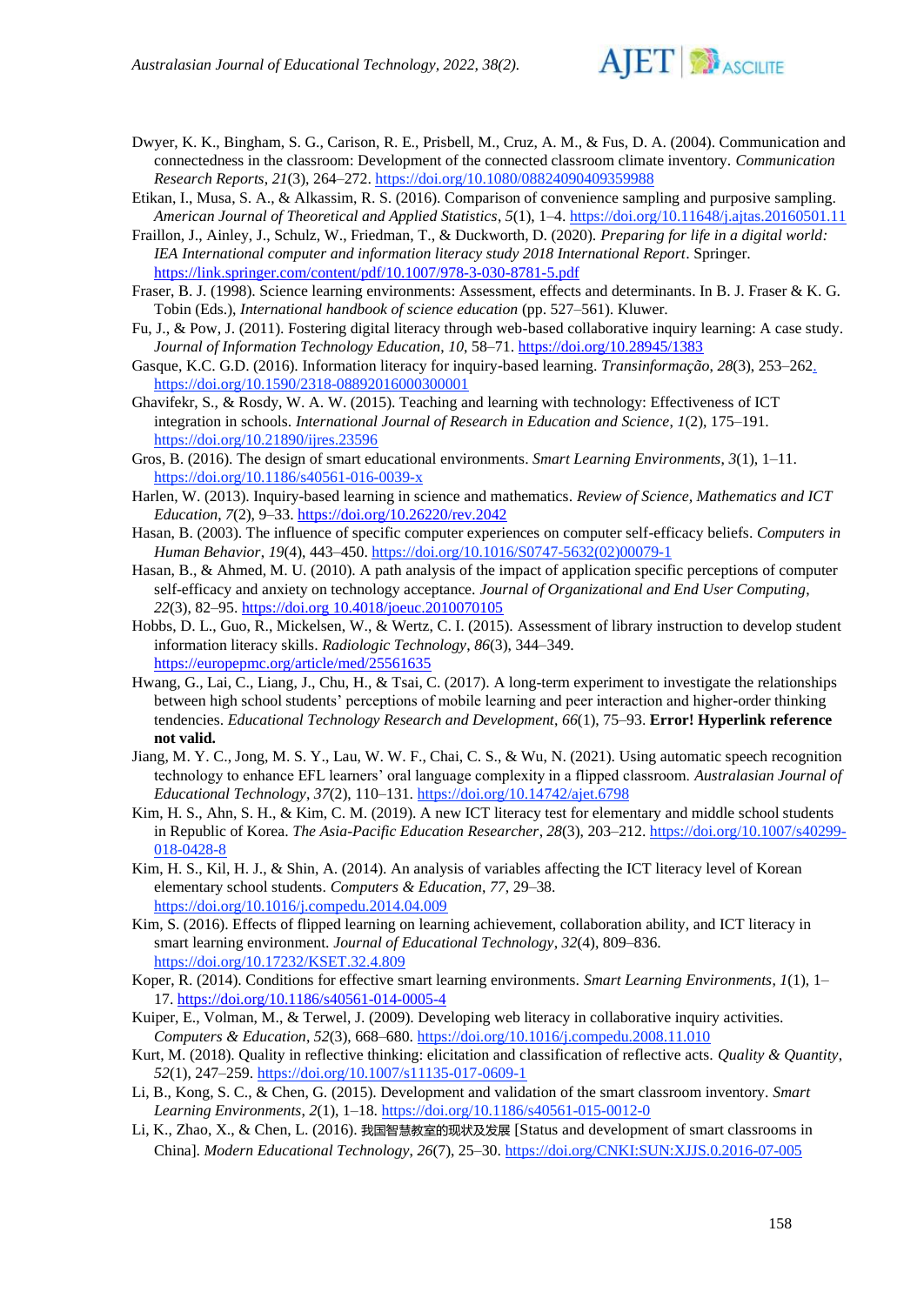Dwyer, K. K., Bingham, S. G., Carison, R. E., Prisbell, M., Cruz, A. M., & Fus, D. A. (2004). Communication and connectedness in the classroom: Development of the connected classroom climate inventory. *Communication Research Reports*, *21*(3), 264–272. https://doi.org/10.1080/08824090409359988

Etikan, I., Musa, S. A., & Alkassim, R. S. (2016). Comparison of convenience sampling and purposive sampling. *American Journal of Theoretical and Applied Statistics*, *5*(1), 1–4. https://doi.org/10.11648/j.ajtas.20160501.11

Fraillon, J., Ainley, J., Schulz, W., Friedman, T., & Duckworth, D. (2020). *Preparing for life in a digital world: IEA International computer and information literacy study 2018 International Report*. Springer. https://link.springer.com/content/pdf/10.1007/978-3-030-8781-5.pdf

Fraser, B. J. (1998). Science learning environments: Assessment, effects and determinants. In B. J. Fraser & K. G. Tobin (Eds.), *International handbook of science education* (pp. 527–561). Kluwer.

Fu, J., & Pow, J. (2011). Fostering digital literacy through web-based collaborative inquiry learning: A case study. *Journal of Information Technology Education*, *10*, 58–71. https://doi.org/10.28945/1383

Gasque, K.C. G.D. (2016). Information literacy for inquiry-based learning. *Transinformação*, *28*(3), 253–262. https://doi.org/10.1590/2318-08892016000300001

Ghavifekr, S., & Rosdy, W. A. W. (2015). Teaching and learning with technology: Effectiveness of ICT integration in schools. *International Journal of Research in Education and Science*, *1*(2), 175–191. https://doi.org/10.21890/ijres.23596

Gros, B. (2016). The design of smart educational environments. *Smart Learning Environments*, *3*(1), 1–11. https://doi.org/10.1186/s40561-016-0039-x

Harlen, W. (2013). Inquiry-based learning in science and mathematics. *Review of Science, Mathematics and ICT Education*, *7*(2), 9–33. https://doi.org/10.26220/rev.2042

Hasan, B. (2003). The influence of specific computer experiences on computer self-efficacy beliefs. *Computers in Human Behavior*, *19*(4), 443–450. https://doi.org/10.1016/S0747-5632(02)00079-1

Hasan, B., & Ahmed, M. U. (2010). A path analysis of the impact of application specific perceptions of computer self-efficacy and anxiety on technology acceptance. *Journal of Organizational and End User Computing*, *22*(3), 82–95. https://doi.org 10.4018/joeuc.2010070105

Hobbs, D. L., Guo, R., Mickelsen, W., & Wertz, C. I. (2015). Assessment of library instruction to develop student information literacy skills. *Radiologic Technology*, *86*(3), 344–349. https://europepmc.org/article/med/25561635

Hwang, G., Lai, C., Liang, J., Chu, H., & Tsai, C. (2017). A long-term experiment to investigate the relationships between high school students' perceptions of mobile learning and peer interaction and higher-order thinking tendencies. *Educational Technology Research and Development*, *66*(1), 75–93. **Error! Hyperlink reference not valid.**

Jiang, M. Y. C., Jong, M. S. Y., Lau, W. W. F., Chai, C. S., & Wu, N. (2021). Using automatic speech recognition technology to enhance EFL learners' oral language complexity in a flipped classroom. *Australasian Journal of Educational Technology*, *37*(2), 110–131. https://doi.org/10.14742/ajet.6798

Kim, H. S., Ahn, S. H., & Kim, C. M. (2019). A new ICT literacy test for elementary and middle school students in Republic of Korea. *The Asia-Pacific Education Researcher*, *28*(3), 203–212. https://doi.org/10.1007/s40299-018-0428-8

Kim, H. S., Kil, H. J., & Shin, A. (2014). An analysis of variables affecting the ICT literacy level of Korean elementary school students. *Computers & Education*, *77*, 29–38. https://doi.org/10.1016/j.compedu.2014.04.009

Kim, S. (2016). Effects of flipped learning on learning achievement, collaboration ability, and ICT literacy in smart learning environment. *Journal of Educational Technology*, *32*(4), 809–836. https://doi.org/10.17232/KSET.32.4.809

Koper, R. (2014). Conditions for effective smart learning environments. *Smart Learning Environments*, *1*(1), 1–17. https://doi.org/10.1186/s40561-014-0005-4

Kuiper, E., Volman, M., & Terwel, J. (2009). Developing web literacy in collaborative inquiry activities. *Computers & Education*, *52*(3), 668–680. https://doi.org/10.1016/j.compedu.2008.11.010

Kurt, M. (2018). Quality in reflective thinking: elicitation and classification of reflective acts. *Quality & Quantity*, *52*(1), 247–259. https://doi.org/10.1007/s11135-017-0609-1

Li, B., Kong, S. C., & Chen, G. (2015). Development and validation of the smart classroom inventory. *Smart Learning Environments*, *2*(1), 1–18. https://doi.org/10.1186/s40561-015-0012-0

Li, K., Zhao, X., & Chen, L. (2016). 我国智慧教室的现状及发展 [Status and development of smart classrooms in China]. *Modern Educational Technology*, *26*(7), 25–30. https://doi.org/CNKI:SUN:XJJS.0.2016-07-005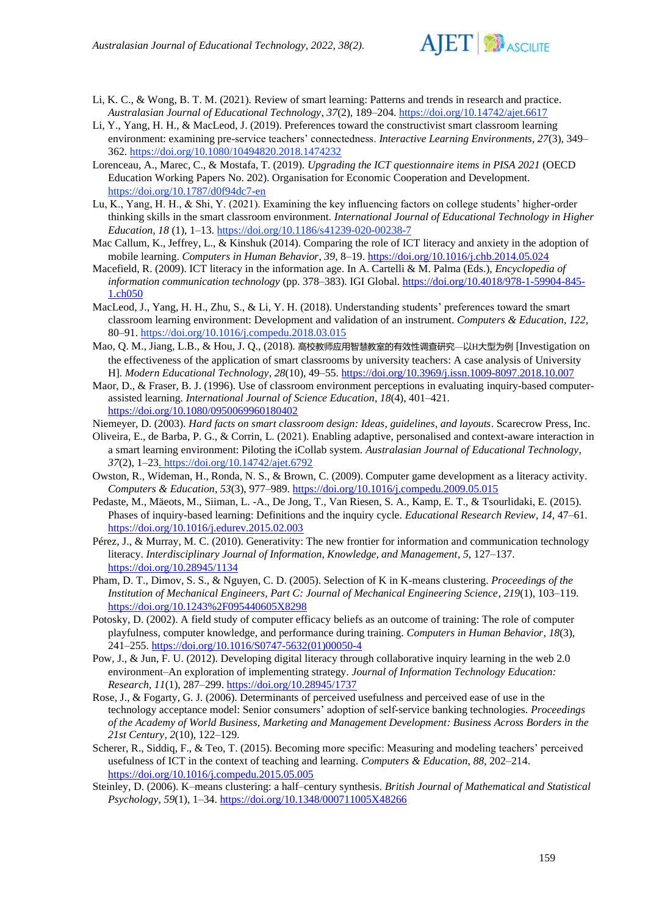Li, K. C., & Wong, B. T. M. (2021). Review of smart learning: Patterns and trends in research and practice. *Australasian Journal of Educational Technology*, *37*(2), 189–204. https://doi.org/10.14742/ajet.6617

Li, Y., Yang, H. H., & MacLeod, J. (2019). Preferences toward the constructivist smart classroom learning environment: examining pre-service teachers' connectedness. *Interactive Learning Environments*, *27*(3), 349–362. https://doi.org/10.1080/10494820.2018.1474232

Lorenceau, A., Marec, C., & Mostafa, T. (2019). *Upgrading the ICT questionnaire items in PISA 2021* (OECD Education Working Papers No. 202). Organisation for Economic Cooperation and Development. https://doi.org/10.1787/d0f94dc7-en

Lu, K., Yang, H. H., & Shi, Y. (2021). Examining the key influencing factors on college students' higher-order thinking skills in the smart classroom environment. *International Journal of Educational Technology in Higher Education*, *18* (1), 1–13. https://doi.org/10.1186/s41239-020-00238-7

Mac Callum, K., Jeffrey, L., & Kinshuk (2014). Comparing the role of ICT literacy and anxiety in the adoption of mobile learning. *Computers in Human Behavior*, *39*, 8–19. https://doi.org/10.1016/j.chb.2014.05.024

Macefield, R. (2009). ICT literacy in the information age. In A. Cartelli & M. Palma (Eds.), *Encyclopedia of information communication technology* (pp. 378–383). IGI Global. https://doi.org/10.4018/978-1-59904-845-1.ch050

MacLeod, J., Yang, H. H., Zhu, S., & Li, Y. H. (2018). Understanding students' preferences toward the smart classroom learning environment: Development and validation of an instrument. *Computers & Education*, *122*, 80–91. https://doi.org/10.1016/j.compedu.2018.03.015

Mao, Q. M., Jiang, L.B., & Hou, J. Q., (2018). 高校教师应用智慧教室的有效性调查研究—以H大型为例 [Investigation on the effectiveness of the application of smart classrooms by university teachers: A case analysis of University H]. *Modern Educational Technology*, *28*(10), 49–55. https://doi.org/10.3969/j.issn.1009-8097.2018.10.007

Maor, D., & Fraser, B. J. (1996). Use of classroom environment perceptions in evaluating inquiry-based computer-assisted learning. *International Journal of Science Education*, *18*(4), 401–421. https://doi.org/10.1080/0950069960180402

Niemeyer, D. (2003). *Hard facts on smart classroom design: Ideas, guidelines, and layouts*. Scarecrow Press, Inc.

Oliveira, E., de Barba, P. G., & Corrin, L. (2021). Enabling adaptive, personalised and context-aware interaction in a smart learning environment: Piloting the iCollab system. *Australasian Journal of Educational Technology*, *37*(2), 1–23. https://doi.org/10.14742/ajet.6792

Owston, R., Wideman, H., Ronda, N. S., & Brown, C. (2009). Computer game development as a literacy activity. *Computers & Education*, *53*(3), 977–989. https://doi.org/10.1016/j.compedu.2009.05.015

Pedaste, M., Mäeots, M., Siiman, L. -A., De Jong, T., Van Riesen, S. A., Kamp, E. T., & Tsourlidaki, E. (2015). Phases of inquiry-based learning: Definitions and the inquiry cycle. *Educational Research Review*, *14*, 47–61. https://doi.org/10.1016/j.edurev.2015.02.003

Pérez, J., & Murray, M. C. (2010). Generativity: The new frontier for information and communication technology literacy. *Interdisciplinary Journal of Information, Knowledge, and Management*, *5*, 127–137. https://doi.org/10.28945/1134

Pham, D. T., Dimov, S. S., & Nguyen, C. D. (2005). Selection of K in K-means clustering. *Proceedings of the Institution of Mechanical Engineers, Part C: Journal of Mechanical Engineering Science*, *219*(1), 103–119. https://doi.org/10.1243%2F095440605X8298

Potosky, D. (2002). A field study of computer efficacy beliefs as an outcome of training: The role of computer playfulness, computer knowledge, and performance during training. *Computers in Human Behavior*, *18*(3), 241–255. https://doi.org/10.1016/S0747-5632(01)00050-4

Pow, J., & Jun, F. U. (2012). Developing digital literacy through collaborative inquiry learning in the web 2.0 environment–An exploration of implementing strategy. *Journal of Information Technology Education: Research*, *11*(1), 287–299. https://doi.org/10.28945/1737

Rose, J., & Fogarty, G. J. (2006). Determinants of perceived usefulness and perceived ease of use in the technology acceptance model: Senior consumers' adoption of self-service banking technologies. *Proceedings of the Academy of World Business, Marketing and Management Development: Business Across Borders in the 21st Century*, *2*(10), 122–129.

Scherer, R., Siddiq, F., & Teo, T. (2015). Becoming more specific: Measuring and modeling teachers' perceived usefulness of ICT in the context of teaching and learning. *Computers & Education*, *88*, 202–214. https://doi.org/10.1016/j.compedu.2015.05.005

Steinley, D. (2006). K–means clustering: a half–century synthesis. *British Journal of Mathematical and Statistical Psychology*, *59*(1), 1–34. https://doi.org/10.1348/000711005X48266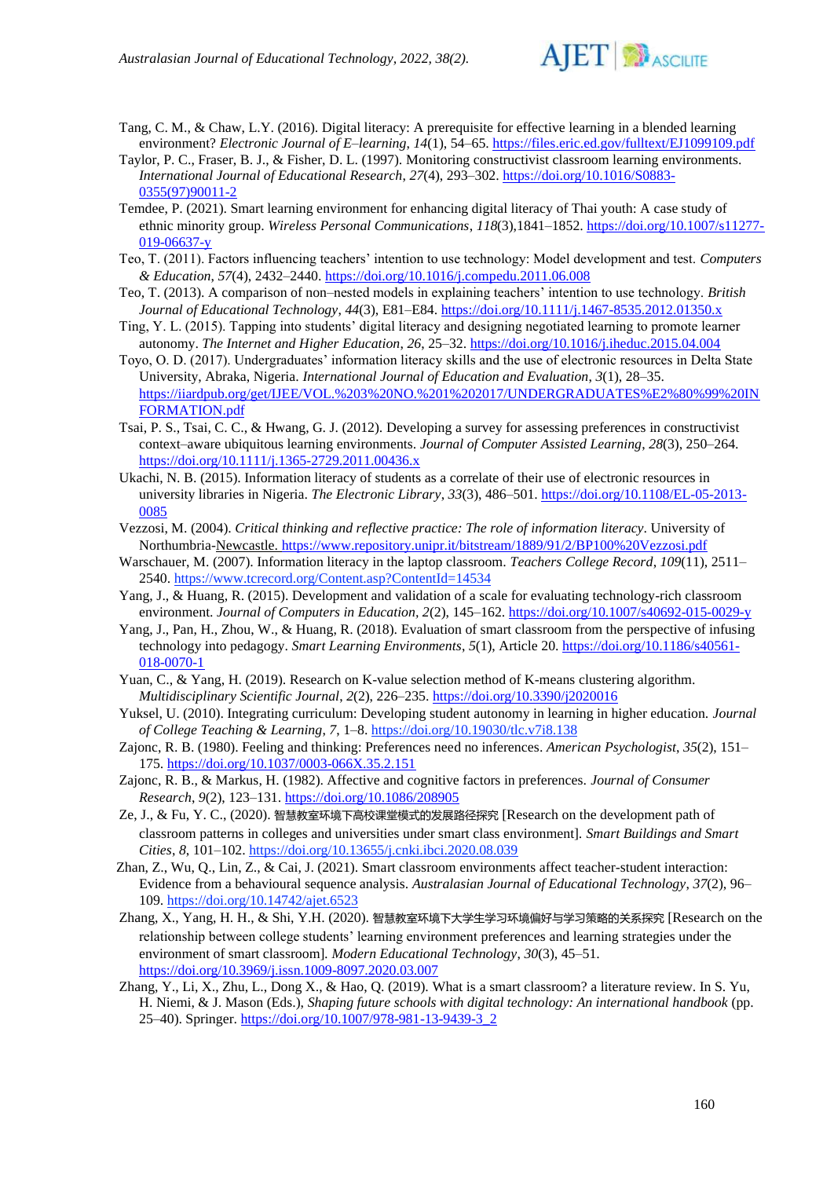Tang, C. M., & Chaw, L.Y. (2016). Digital literacy: A prerequisite for effective learning in a blended learning environment? *Electronic Journal of E–learning*, *14*(1), 54–65. https://files.eric.ed.gov/fulltext/EJ1099109.pdf

Taylor, P. C., Fraser, B. J., & Fisher, D. L. (1997). Monitoring constructivist classroom learning environments. *International Journal of Educational Research*, *27*(4), 293–302. https://doi.org/10.1016/S0883-0355(97)90011-2

Temdee, P. (2021). Smart learning environment for enhancing digital literacy of Thai youth: A case study of ethnic minority group. *Wireless Personal Communications*, *118*(3),1841–1852. https://doi.org/10.1007/s11277-019-06637-y

Teo, T. (2011). Factors influencing teachers' intention to use technology: Model development and test. *Computers & Education*, *57*(4), 2432–2440. https://doi.org/10.1016/j.compedu.2011.06.008

Teo, T. (2013). A comparison of non–nested models in explaining teachers' intention to use technology. *British Journal of Educational Technology*, *44*(3), E81–E84. https://doi.org/10.1111/j.1467-8535.2012.01350.x

Ting, Y. L. (2015). Tapping into students' digital literacy and designing negotiated learning to promote learner autonomy. *The Internet and Higher Education*, *26*, 25–32. https://doi.org/10.1016/j.iheduc.2015.04.004

Toyo, O. D. (2017). Undergraduates' information literacy skills and the use of electronic resources in Delta State University, Abraka, Nigeria. *International Journal of Education and Evaluation*, *3*(1), 28–35. https://iiardpub.org/IJEE/VOL.%203%20NO.%201%202017/UNDERGRADUATES%E2%80%99%20INFORMATION.pdf

Tsai, P. S., Tsai, C. C., & Hwang, G. J. (2012). Developing a survey for assessing preferences in constructivist context–aware ubiquitous learning environments. *Journal of Computer Assisted Learning*, *28*(3), 250–264. https://doi.org/10.1111/j.1365-2729.2011.00436.x

Ukachi, N. B. (2015). Information literacy of students as a correlate of their use of electronic resources in university libraries in Nigeria. *The Electronic Library*, *33*(3), 486–501. https://doi.org/10.1108/EL-05-2013-0085

Vezzosi, M. (2004). *Critical thinking and reflective practice: The role of information literacy*. University of Northumbria-Newcastle. https://www.repository.unipr.it/bitstream/1889/91/2/BP100%20Vezzosi.pdf

Warschauer, M. (2007). Information literacy in the laptop classroom. *Teachers College Record*, *109*(11), 2511–2540. https://www.tcrecord.org/Content.asp?ContentId=14534

Yang, J., & Huang, R. (2015). Development and validation of a scale for evaluating technology-rich classroom environment. *Journal of Computers in Education*, *2*(2), 145–162. https://doi.org/10.1007/s40692-015-0029-y

Yang, J., Pan, H., Zhou, W., & Huang, R. (2018). Evaluation of smart classroom from the perspective of infusing technology into pedagogy. *Smart Learning Environments*, *5*(1), Article 20. https://doi.org/10.1186/s40561-018-0070-1

Yuan, C., & Yang, H. (2019). Research on K-value selection method of K-means clustering algorithm. *Multidisciplinary Scientific Journal*, *2*(2), 226–235. https://doi.org/10.3390/j2020016

Yuksel, U. (2010). Integrating curriculum: Developing student autonomy in learning in higher education. *Journal of College Teaching & Learning*, *7*, 1–8. https://doi.org/10.19030/tlc.v7i8.138

Zajonc, R. B. (1980). Feeling and thinking: Preferences need no inferences. *American Psychologist*, *35*(2), 151–175. https://doi.org/10.1037/0003-066X.35.2.151

Zajonc, R. B., & Markus, H. (1982). Affective and cognitive factors in preferences. *Journal of Consumer Research*, *9*(2), 123–131. https://doi.org/10.1086/208905

Ze, J., & Fu, Y. C., (2020). 智慧教室环境下高校课堂模式的发展路径探究 [Research on the development path of classroom patterns in colleges and universities under smart class environment]. *Smart Buildings and Smart Cities*, *8*, 101–102. https://doi.org/10.13655/j.cnki.ibci.2020.08.039

Zhan, Z., Wu, Q., Lin, Z., & Cai, J. (2021). Smart classroom environments affect teacher-student interaction: Evidence from a behavioural sequence analysis. *Australasian Journal of Educational Technology*, *37*(2), 96–109. https://doi.org/10.14742/ajet.6523

Zhang, X., Yang, H. H., & Shi, Y.H. (2020). 智慧教室环境下大学生学习环境偏好与学习策略的关系探究 [Research on the relationship between college students' learning environment preferences and learning strategies under the environment of smart classroom]. *Modern Educational Technology*, *30*(3), 45–51. https://doi.org/10.3969/j.issn.1009-8097.2020.03.007

Zhang, Y., Li, X., Zhu, L., Dong X., & Hao, Q. (2019). What is a smart classroom? a literature review. In S. Yu, H. Niemi, & J. Mason (Eds.), *Shaping future schools with digital technology: An international handbook* (pp. 25–40). Springer. https://doi.org/10.1007/978-981-13-9439-3_2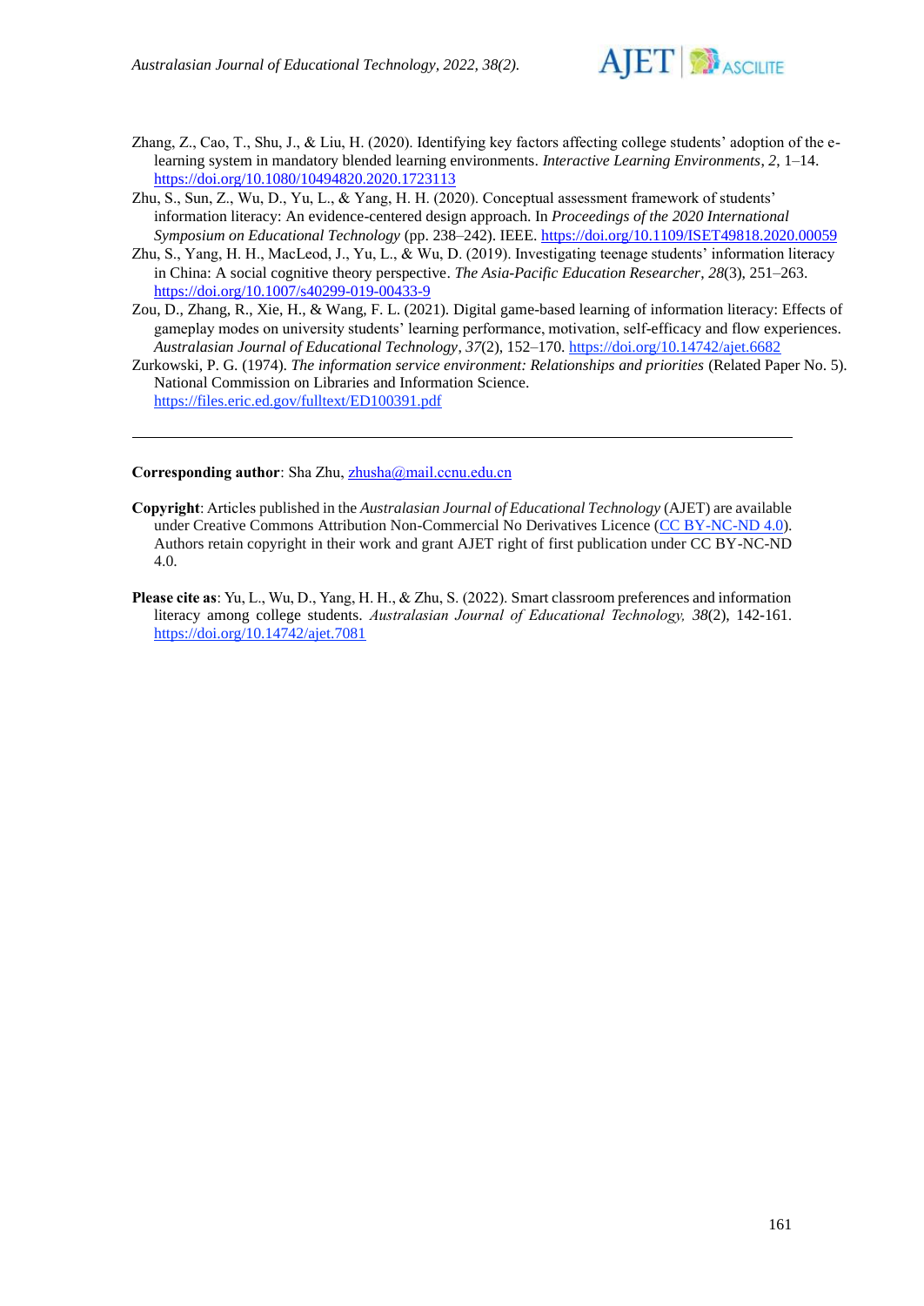Zhang, Z., Cao, T., Shu, J., & Liu, H. (2020). Identifying key factors affecting college students' adoption of the e-learning system in mandatory blended learning environments. *Interactive Learning Environments*, *2*, 1–14. https://doi.org/10.1080/10494820.2020.1723113

Zhu, S., Sun, Z., Wu, D., Yu, L., & Yang, H. H. (2020). Conceptual assessment framework of students' information literacy: An evidence-centered design approach. In *Proceedings of the 2020 International Symposium on Educational Technology* (pp. 238–242). IEEE. https://doi.org/10.1109/ISET49818.2020.00059

Zhu, S., Yang, H. H., MacLeod, J., Yu, L., & Wu, D. (2019). Investigating teenage students' information literacy in China: A social cognitive theory perspective. *The Asia-Pacific Education Researcher*, *28*(3), 251–263. https://doi.org/10.1007/s40299-019-00433-9

Zou, D., Zhang, R., Xie, H., & Wang, F. L. (2021). Digital game-based learning of information literacy: Effects of gameplay modes on university students' learning performance, motivation, self-efficacy and flow experiences. *Australasian Journal of Educational Technology*, *37*(2), 152–170. https://doi.org/10.14742/ajet.6682

Zurkowski, P. G. (1974). *The information service environment: Relationships and priorities* (Related Paper No. 5). National Commission on Libraries and Information Science. https://files.eric.ed.gov/fulltext/ED100391.pdf

---

**Corresponding author**: Sha Zhu, zhusha@mail.ccnu.edu.cn

**Copyright**: Articles published in the *Australasian Journal of Educational Technology* (AJET) are available under Creative Commons Attribution Non-Commercial No Derivatives Licence (CC BY-NC-ND 4.0). Authors retain copyright in their work and grant AJET right of first publication under CC BY-NC-ND 4.0.

**Please cite as**: Yu, L., Wu, D., Yang, H. H., & Zhu, S. (2022). Smart classroom preferences and information literacy among college students. *Australasian Journal of Educational Technology, 38*(2), 142-161. https://doi.org/10.14742/ajet.7081